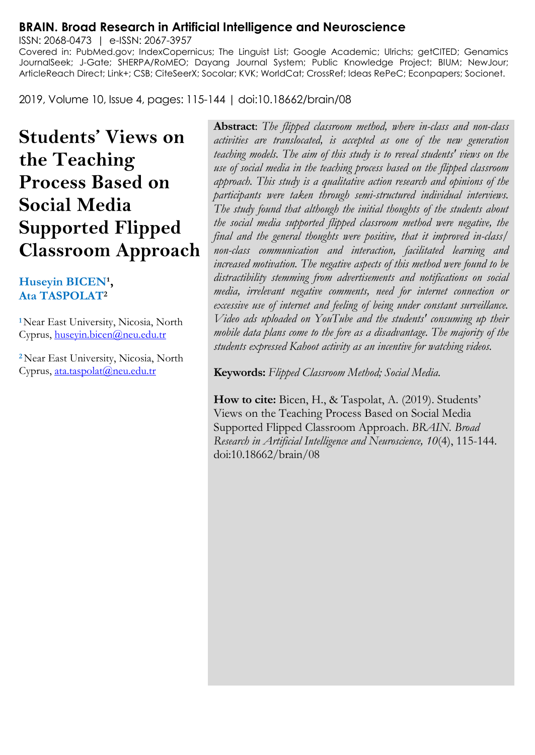**BRAIN. Broad Research in Artificial Intelligence and Neuroscience**

ISSN: 2068-0473 | e-ISSN: 2067-3957

Covered in: PubMed.gov; IndexCopernicus; The Linguist List; Google Academic; Ulrichs; getCITED; Genamics JournalSeek; J-Gate; SHERPA/RoMEO; Dayang Journal System; Public Knowledge Project; BIUM; NewJour; ArticleReach Direct; Link+; CSB; CiteSeerX; Socolar; KVK; WorldCat; CrossRef; Ideas RePeC; Econpapers; Socionet.

2019, Volume 10, Issue 4, pages: 115-144 | doi:10.18662/brain/08

# Students' Views on the Teaching Process Based on Social Media Supported Flipped Classroom Approach

**Huseyin BICEN**[1], **Ata TASPOLAT**[2]

[1] Near East University, Nicosia, North Cyprus, huseyin.bicen@neu.edu.tr

[2] Near East University, Nicosia, North Cyprus, ata.taspolat@neu.edu.tr

**Abstract**: *The flipped classroom method, where in-class and non-class activities are translocated, is accepted as one of the new generation teaching models. The aim of this study is to reveal students' views on the use of social media in the teaching process based on the flipped classroom approach. This study is a qualitative action research and opinions of the participants were taken through semi-structured individual interviews. The study found that although the initial thoughts of the students about the social media supported flipped classroom method were negative, the final and the general thoughts were positive, that it improved in-class/non-class communication and interaction, facilitated learning and increased motivation. The negative aspects of this method were found to be distractibility stemming from advertisements and notifications on social media, irrelevant negative comments, need for internet connection or excessive use of internet and feeling of being under constant surveillance. Video ads uploaded on YouTube and the students' consuming up their mobile data plans come to the fore as a disadvantage. The majority of the students expressed Kahoot activity as an incentive for watching videos.*

**Keywords:** *Flipped Classroom Method; Social Media.*

**How to cite:** Bicen, H., & Taspolat, A. (2019). Students' Views on the Teaching Process Based on Social Media Supported Flipped Classroom Approach. *BRAIN. Broad Research in Artificial Intelligence and Neuroscience, 10*(4), 115-144. doi:10.18662/brain/08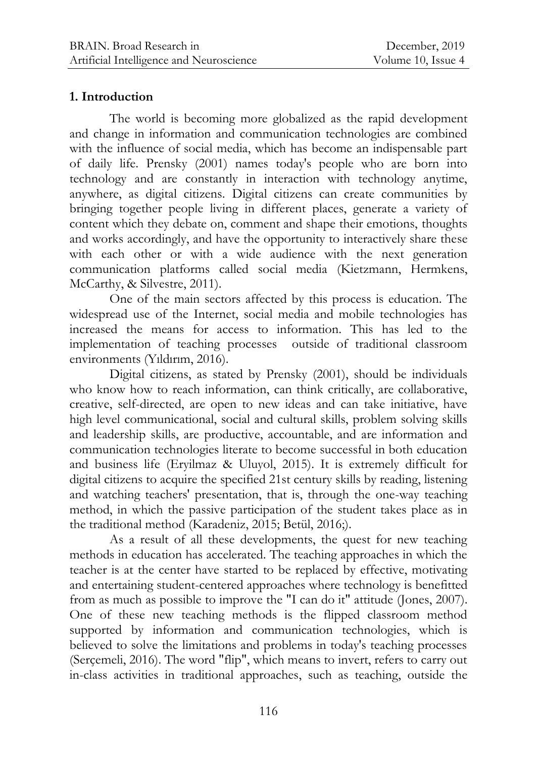## 1. Introduction

The world is becoming more globalized as the rapid development and change in information and communication technologies are combined with the influence of social media, which has become an indispensable part of daily life. Prensky (2001) names today's people who are born into technology and are constantly in interaction with technology anytime, anywhere, as digital citizens. Digital citizens can create communities by bringing together people living in different places, generate a variety of content which they debate on, comment and shape their emotions, thoughts and works accordingly, and have the opportunity to interactively share these with each other or with a wide audience with the next generation communication platforms called social media (Kietzmann, Hermkens, McCarthy, & Silvestre, 2011).

One of the main sectors affected by this process is education. The widespread use of the Internet, social media and mobile technologies has increased the means for access to information. This has led to the implementation of teaching processes outside of traditional classroom environments (Yıldırım, 2016).

Digital citizens, as stated by Prensky (2001), should be individuals who know how to reach information, can think critically, are collaborative, creative, self-directed, are open to new ideas and can take initiative, have high level communicational, social and cultural skills, problem solving skills and leadership skills, are productive, accountable, and are information and communication technologies literate to become successful in both education and business life (Eryilmaz & Uluyol, 2015). It is extremely difficult for digital citizens to acquire the specified 21st century skills by reading, listening and watching teachers' presentation, that is, through the one-way teaching method, in which the passive participation of the student takes place as in the traditional method (Karadeniz, 2015; Betül, 2016;).

As a result of all these developments, the quest for new teaching methods in education has accelerated. The teaching approaches in which the teacher is at the center have started to be replaced by effective, motivating and entertaining student-centered approaches where technology is benefitted from as much as possible to improve the "I can do it" attitude (Jones, 2007). One of these new teaching methods is the flipped classroom method supported by information and communication technologies, which is believed to solve the limitations and problems in today's teaching processes (Serçemeli, 2016). The word "flip", which means to invert, refers to carry out in-class activities in traditional approaches, such as teaching, outside the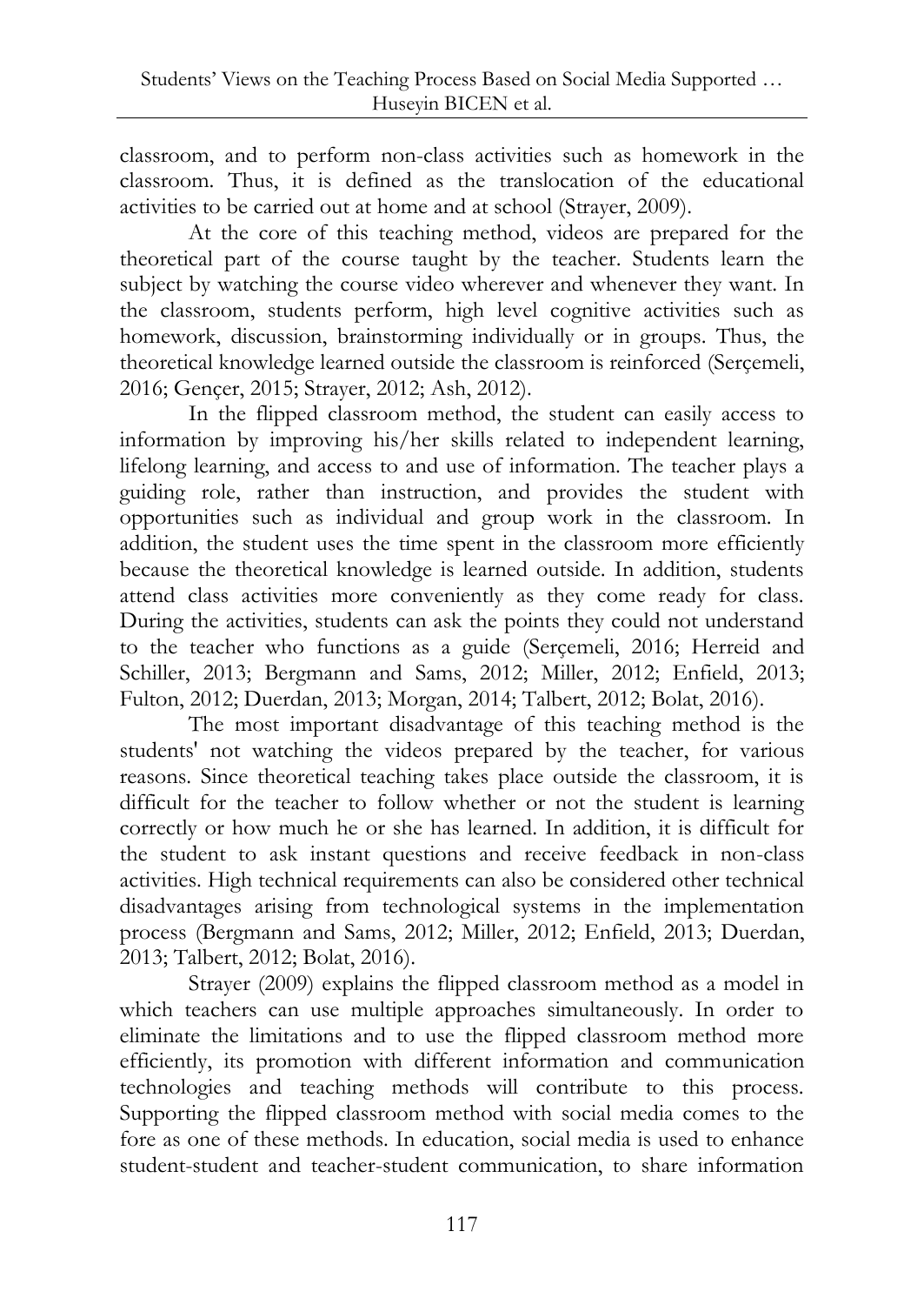classroom, and to perform non-class activities such as homework in the classroom. Thus, it is defined as the translocation of the educational activities to be carried out at home and at school (Strayer, 2009).

At the core of this teaching method, videos are prepared for the theoretical part of the course taught by the teacher. Students learn the subject by watching the course video wherever and whenever they want. In the classroom, students perform, high level cognitive activities such as homework, discussion, brainstorming individually or in groups. Thus, the theoretical knowledge learned outside the classroom is reinforced (Serçemeli, 2016; Gençer, 2015; Strayer, 2012; Ash, 2012).

In the flipped classroom method, the student can easily access to information by improving his/her skills related to independent learning, lifelong learning, and access to and use of information. The teacher plays a guiding role, rather than instruction, and provides the student with opportunities such as individual and group work in the classroom. In addition, the student uses the time spent in the classroom more efficiently because the theoretical knowledge is learned outside. In addition, students attend class activities more conveniently as they come ready for class. During the activities, students can ask the points they could not understand to the teacher who functions as a guide (Serçemeli, 2016; Herreid and Schiller, 2013; Bergmann and Sams, 2012; Miller, 2012; Enfield, 2013; Fulton, 2012; Duerdan, 2013; Morgan, 2014; Talbert, 2012; Bolat, 2016).

The most important disadvantage of this teaching method is the students' not watching the videos prepared by the teacher, for various reasons. Since theoretical teaching takes place outside the classroom, it is difficult for the teacher to follow whether or not the student is learning correctly or how much he or she has learned. In addition, it is difficult for the student to ask instant questions and receive feedback in non-class activities. High technical requirements can also be considered other technical disadvantages arising from technological systems in the implementation process (Bergmann and Sams, 2012; Miller, 2012; Enfield, 2013; Duerdan, 2013; Talbert, 2012; Bolat, 2016).

Strayer (2009) explains the flipped classroom method as a model in which teachers can use multiple approaches simultaneously. In order to eliminate the limitations and to use the flipped classroom method more efficiently, its promotion with different information and communication technologies and teaching methods will contribute to this process. Supporting the flipped classroom method with social media comes to the fore as one of these methods. In education, social media is used to enhance student-student and teacher-student communication, to share information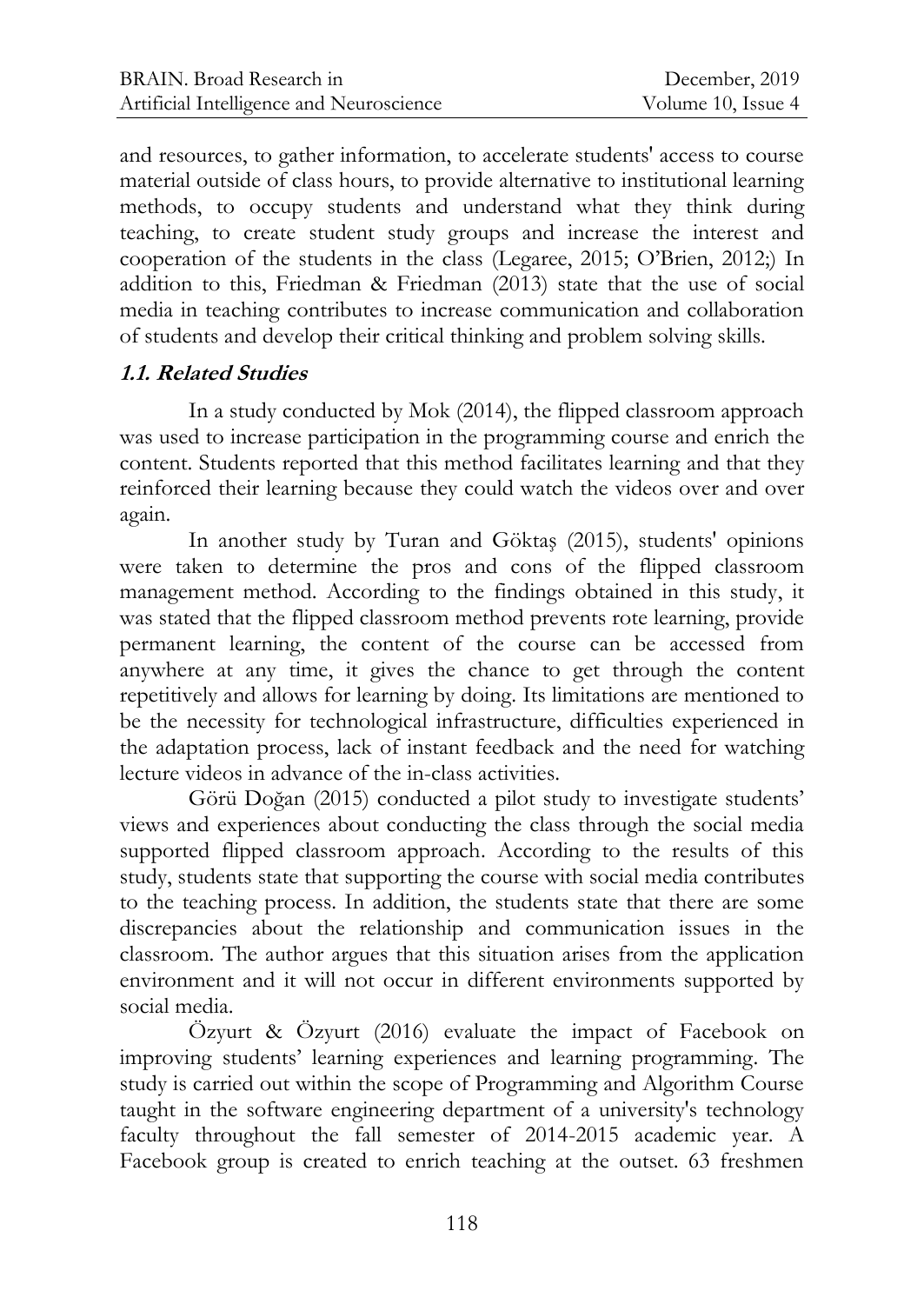and resources, to gather information, to accelerate students' access to course material outside of class hours, to provide alternative to institutional learning methods, to occupy students and understand what they think during teaching, to create student study groups and increase the interest and cooperation of the students in the class (Legaree, 2015; O'Brien, 2012;) In addition to this, Friedman & Friedman (2013) state that the use of social media in teaching contributes to increase communication and collaboration of students and develop their critical thinking and problem solving skills.

### 1.1. Related Studies

In a study conducted by Mok (2014), the flipped classroom approach was used to increase participation in the programming course and enrich the content. Students reported that this method facilitates learning and that they reinforced their learning because they could watch the videos over and over again.

In another study by Turan and Göktaş (2015), students' opinions were taken to determine the pros and cons of the flipped classroom management method. According to the findings obtained in this study, it was stated that the flipped classroom method prevents rote learning, provide permanent learning, the content of the course can be accessed from anywhere at any time, it gives the chance to get through the content repetitively and allows for learning by doing. Its limitations are mentioned to be the necessity for technological infrastructure, difficulties experienced in the adaptation process, lack of instant feedback and the need for watching lecture videos in advance of the in-class activities.

Görü Doğan (2015) conducted a pilot study to investigate students' views and experiences about conducting the class through the social media supported flipped classroom approach. According to the results of this study, students state that supporting the course with social media contributes to the teaching process. In addition, the students state that there are some discrepancies about the relationship and communication issues in the classroom. The author argues that this situation arises from the application environment and it will not occur in different environments supported by social media.

Özyurt & Özyurt (2016) evaluate the impact of Facebook on improving students' learning experiences and learning programming. The study is carried out within the scope of Programming and Algorithm Course taught in the software engineering department of a university's technology faculty throughout the fall semester of 2014-2015 academic year. A Facebook group is created to enrich teaching at the outset. 63 freshmen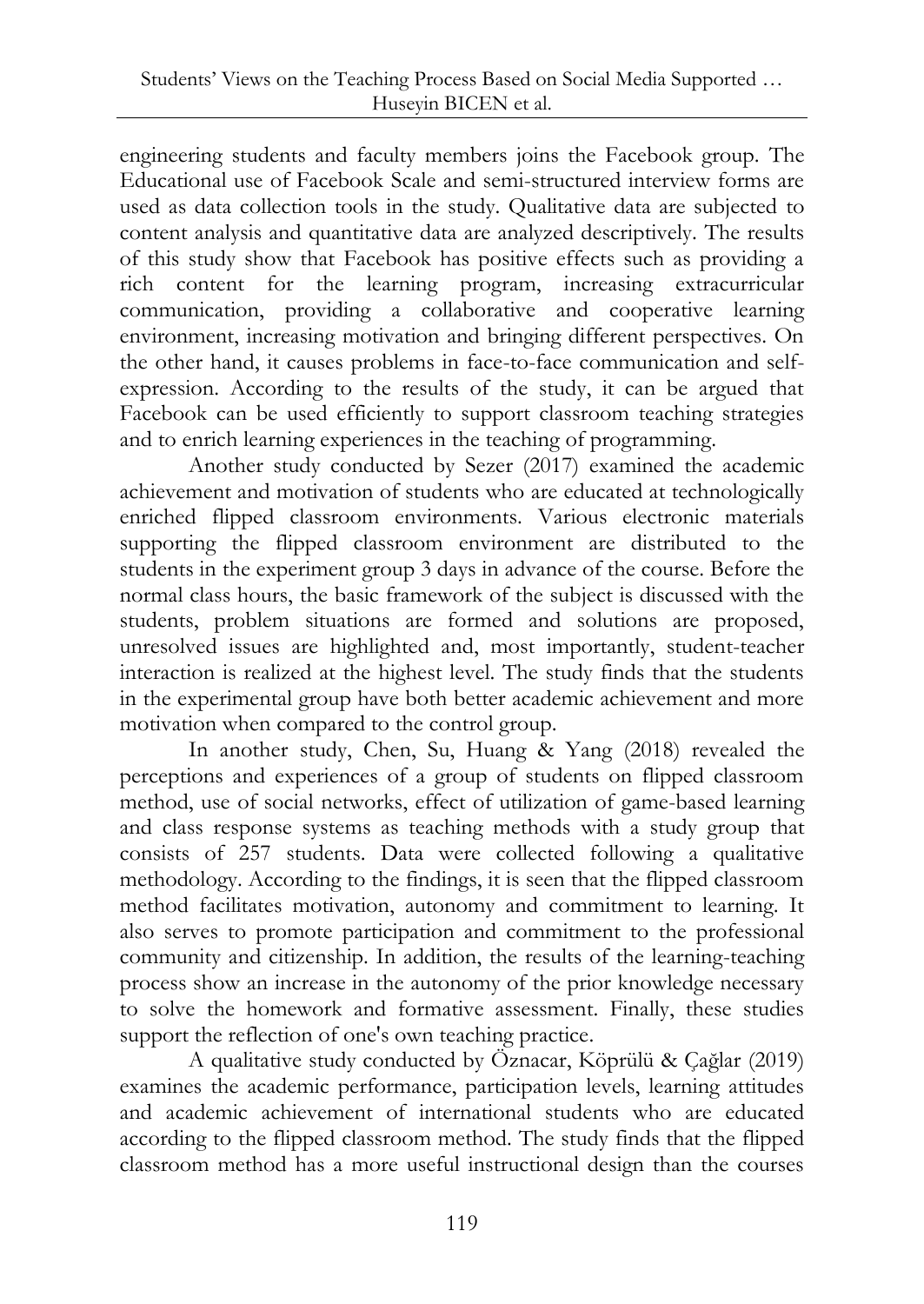engineering students and faculty members joins the Facebook group. The Educational use of Facebook Scale and semi-structured interview forms are used as data collection tools in the study. Qualitative data are subjected to content analysis and quantitative data are analyzed descriptively. The results of this study show that Facebook has positive effects such as providing a rich content for the learning program, increasing extracurricular communication, providing a collaborative and cooperative learning environment, increasing motivation and bringing different perspectives. On the other hand, it causes problems in face-to-face communication and self-expression. According to the results of the study, it can be argued that Facebook can be used efficiently to support classroom teaching strategies and to enrich learning experiences in the teaching of programming.

Another study conducted by Sezer (2017) examined the academic achievement and motivation of students who are educated at technologically enriched flipped classroom environments. Various electronic materials supporting the flipped classroom environment are distributed to the students in the experiment group 3 days in advance of the course. Before the normal class hours, the basic framework of the subject is discussed with the students, problem situations are formed and solutions are proposed, unresolved issues are highlighted and, most importantly, student-teacher interaction is realized at the highest level. The study finds that the students in the experimental group have both better academic achievement and more motivation when compared to the control group.

In another study, Chen, Su, Huang & Yang (2018) revealed the perceptions and experiences of a group of students on flipped classroom method, use of social networks, effect of utilization of game-based learning and class response systems as teaching methods with a study group that consists of 257 students. Data were collected following a qualitative methodology. According to the findings, it is seen that the flipped classroom method facilitates motivation, autonomy and commitment to learning. It also serves to promote participation and commitment to the professional community and citizenship. In addition, the results of the learning-teaching process show an increase in the autonomy of the prior knowledge necessary to solve the homework and formative assessment. Finally, these studies support the reflection of one's own teaching practice.

A qualitative study conducted by Öznacar, Köprülü & Çağlar (2019) examines the academic performance, participation levels, learning attitudes and academic achievement of international students who are educated according to the flipped classroom method. The study finds that the flipped classroom method has a more useful instructional design than the courses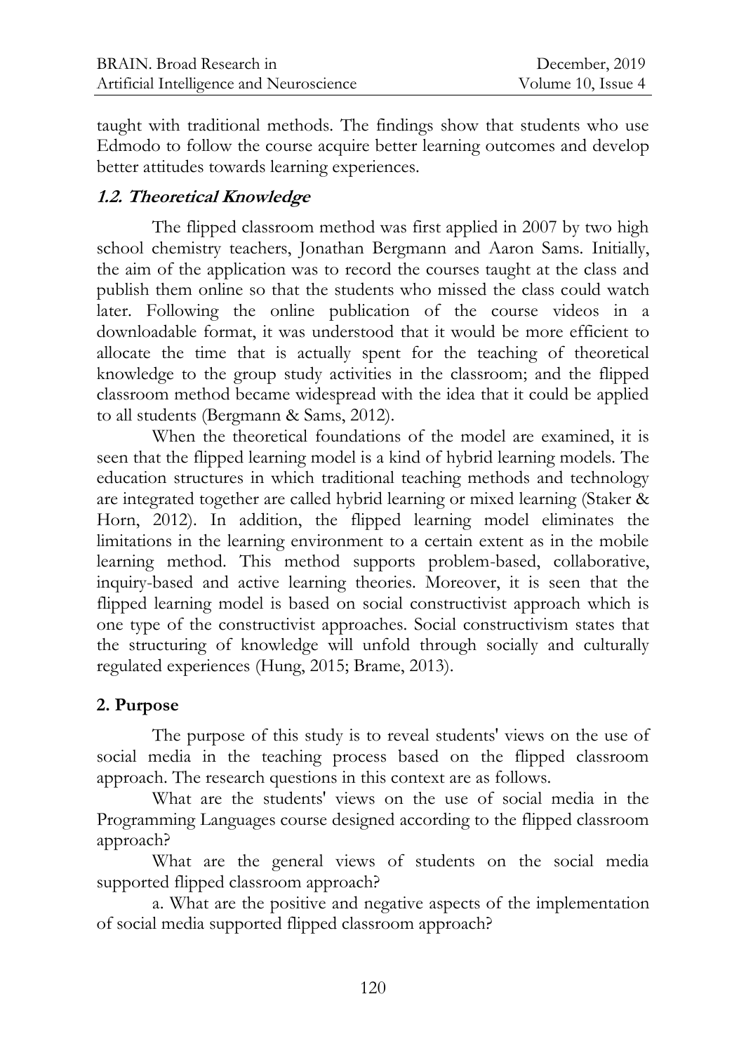taught with traditional methods. The findings show that students who use Edmodo to follow the course acquire better learning outcomes and develop better attitudes towards learning experiences.

### *1.2. Theoretical Knowledge*

The flipped classroom method was first applied in 2007 by two high school chemistry teachers, Jonathan Bergmann and Aaron Sams. Initially, the aim of the application was to record the courses taught at the class and publish them online so that the students who missed the class could watch later. Following the online publication of the course videos in a downloadable format, it was understood that it would be more efficient to allocate the time that is actually spent for the teaching of theoretical knowledge to the group study activities in the classroom; and the flipped classroom method became widespread with the idea that it could be applied to all students (Bergmann & Sams, 2012).

When the theoretical foundations of the model are examined, it is seen that the flipped learning model is a kind of hybrid learning models. The education structures in which traditional teaching methods and technology are integrated together are called hybrid learning or mixed learning (Staker & Horn, 2012). In addition, the flipped learning model eliminates the limitations in the learning environment to a certain extent as in the mobile learning method. This method supports problem-based, collaborative, inquiry-based and active learning theories. Moreover, it is seen that the flipped learning model is based on social constructivist approach which is one type of the constructivist approaches. Social constructivism states that the structuring of knowledge will unfold through socially and culturally regulated experiences (Hung, 2015; Brame, 2013).

## 2. Purpose

The purpose of this study is to reveal students' views on the use of social media in the teaching process based on the flipped classroom approach. The research questions in this context are as follows.

What are the students' views on the use of social media in the Programming Languages course designed according to the flipped classroom approach?

What are the general views of students on the social media supported flipped classroom approach?

a. What are the positive and negative aspects of the implementation of social media supported flipped classroom approach?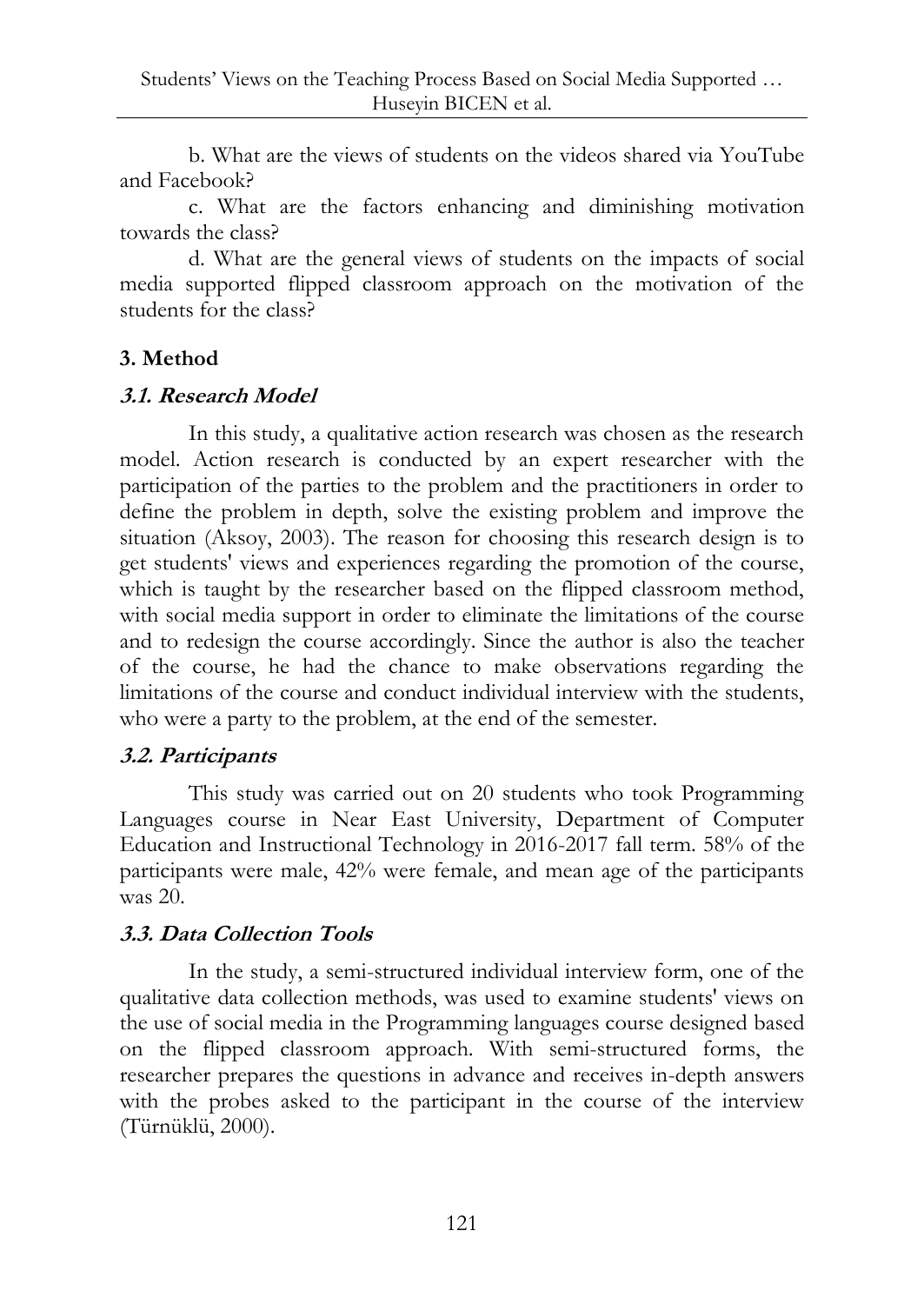b. What are the views of students on the videos shared via YouTube and Facebook?

c. What are the factors enhancing and diminishing motivation towards the class?

d. What are the general views of students on the impacts of social media supported flipped classroom approach on the motivation of the students for the class?

## 3. Method

### 3.1. Research Model

In this study, a qualitative action research was chosen as the research model. Action research is conducted by an expert researcher with the participation of the parties to the problem and the practitioners in order to define the problem in depth, solve the existing problem and improve the situation (Aksoy, 2003). The reason for choosing this research design is to get students' views and experiences regarding the promotion of the course, which is taught by the researcher based on the flipped classroom method, with social media support in order to eliminate the limitations of the course and to redesign the course accordingly. Since the author is also the teacher of the course, he had the chance to make observations regarding the limitations of the course and conduct individual interview with the students, who were a party to the problem, at the end of the semester.

### 3.2. Participants

This study was carried out on 20 students who took Programming Languages course in Near East University, Department of Computer Education and Instructional Technology in 2016-2017 fall term. 58% of the participants were male, 42% were female, and mean age of the participants was 20.

### 3.3. Data Collection Tools

In the study, a semi-structured individual interview form, one of the qualitative data collection methods, was used to examine students' views on the use of social media in the Programming languages course designed based on the flipped classroom approach. With semi-structured forms, the researcher prepares the questions in advance and receives in-depth answers with the probes asked to the participant in the course of the interview (Türnüklü, 2000).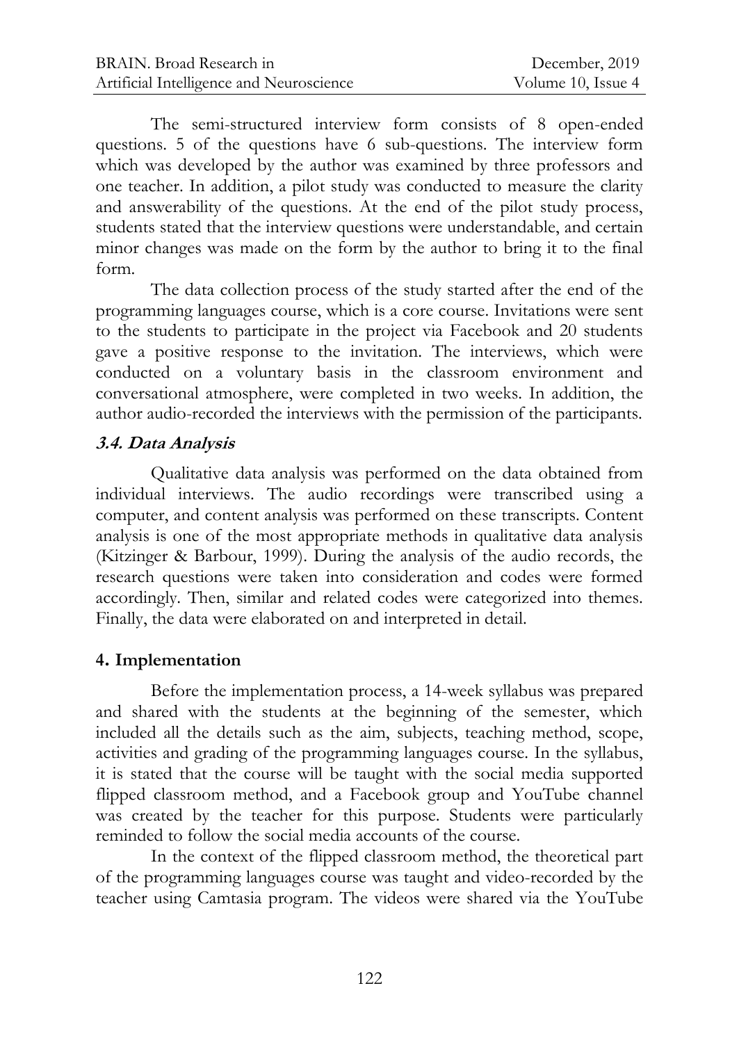The semi-structured interview form consists of 8 open-ended questions. 5 of the questions have 6 sub-questions. The interview form which was developed by the author was examined by three professors and one teacher. In addition, a pilot study was conducted to measure the clarity and answerability of the questions. At the end of the pilot study process, students stated that the interview questions were understandable, and certain minor changes was made on the form by the author to bring it to the final form.

The data collection process of the study started after the end of the programming languages course, which is a core course. Invitations were sent to the students to participate in the project via Facebook and 20 students gave a positive response to the invitation. The interviews, which were conducted on a voluntary basis in the classroom environment and conversational atmosphere, were completed in two weeks. In addition, the author audio-recorded the interviews with the permission of the participants.

### *3.4. Data Analysis*

Qualitative data analysis was performed on the data obtained from individual interviews. The audio recordings were transcribed using a computer, and content analysis was performed on these transcripts. Content analysis is one of the most appropriate methods in qualitative data analysis (Kitzinger & Barbour, 1999). During the analysis of the audio records, the research questions were taken into consideration and codes were formed accordingly. Then, similar and related codes were categorized into themes. Finally, the data were elaborated on and interpreted in detail.

## 4. Implementation

Before the implementation process, a 14-week syllabus was prepared and shared with the students at the beginning of the semester, which included all the details such as the aim, subjects, teaching method, scope, activities and grading of the programming languages course. In the syllabus, it is stated that the course will be taught with the social media supported flipped classroom method, and a Facebook group and YouTube channel was created by the teacher for this purpose. Students were particularly reminded to follow the social media accounts of the course.

In the context of the flipped classroom method, the theoretical part of the programming languages course was taught and video-recorded by the teacher using Camtasia program. The videos were shared via the YouTube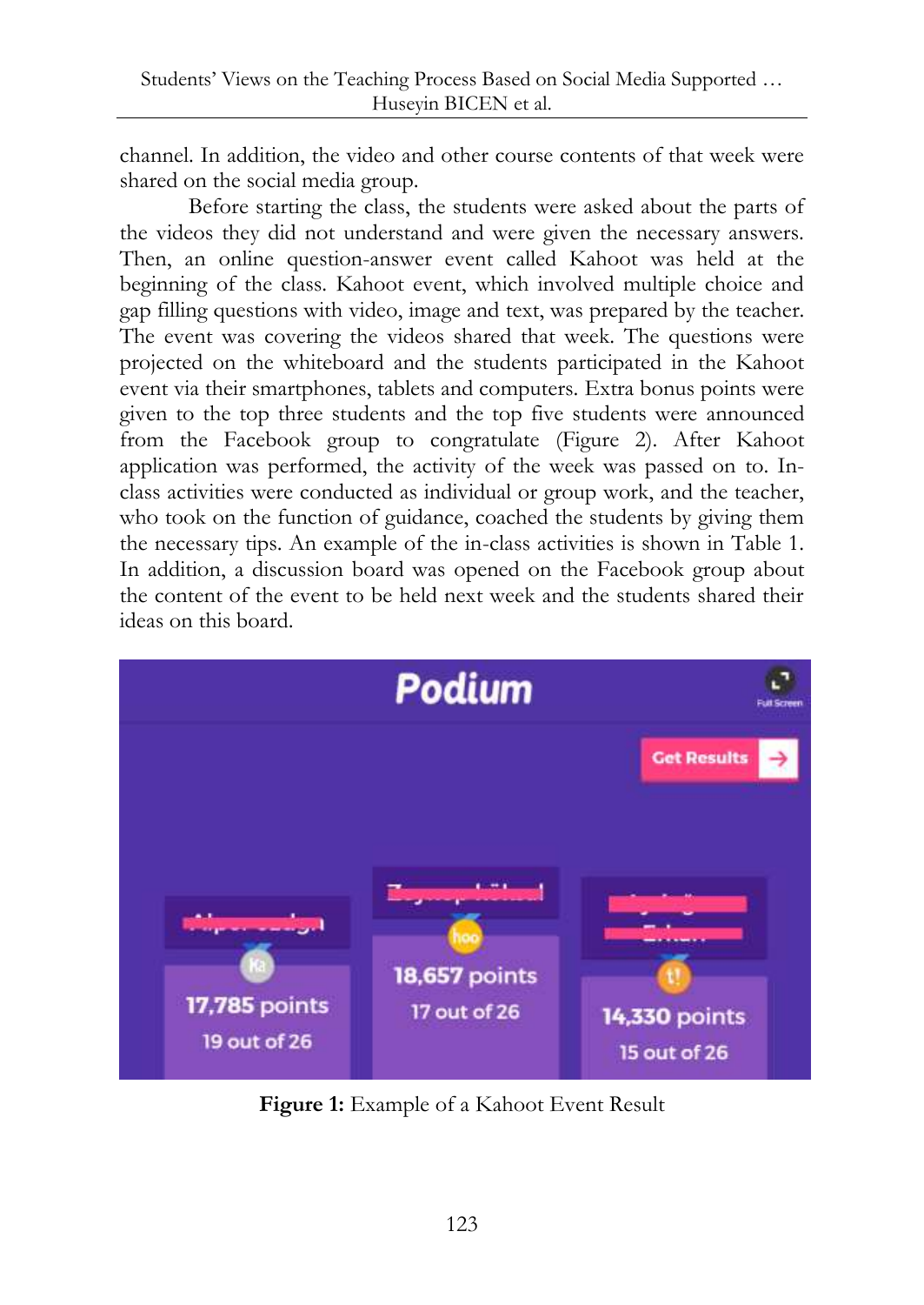channel. In addition, the video and other course contents of that week were shared on the social media group.

Before starting the class, the students were asked about the parts of the videos they did not understand and were given the necessary answers. Then, an online question-answer event called Kahoot was held at the beginning of the class. Kahoot event, which involved multiple choice and gap filling questions with video, image and text, was prepared by the teacher. The event was covering the videos shared that week. The questions were projected on the whiteboard and the students participated in the Kahoot event via their smartphones, tablets and computers. Extra bonus points were given to the top three students and the top five students were announced from the Facebook group to congratulate (Figure 2). After Kahoot application was performed, the activity of the week was passed on to. In-class activities were conducted as individual or group work, and the teacher, who took on the function of guidance, coached the students by giving them the necessary tips. An example of the in-class activities is shown in Table 1. In addition, a discussion board was opened on the Facebook group about the content of the event to be held next week and the students shared their ideas on this board.

**Figure 1:** Example of a Kahoot Event Result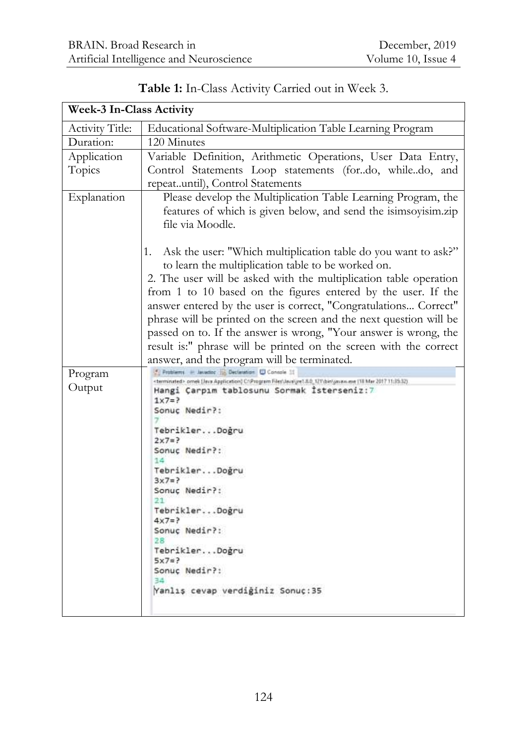**Table 1:** In-Class Activity Carried out in Week 3.

| **Week-3 In-Class Activity** | |
|---|---|
| Activity Title: | Educational Software-Multiplication Table Learning Program |
| Duration: | 120 Minutes |
| Application Topics | Variable Definition, Arithmetic Operations, User Data Entry, Control Statements Loop statements (for..do, while..do, and repeat..until), Control Statements |
| Explanation | Please develop the Multiplication Table Learning Program, the features of which is given below, and send the isimsoyisim.zip file via Moodle.<br><br>1. Ask the user: "Which multiplication table do you want to ask?" to learn the multiplication table to be worked on.<br>2. The user will be asked with the multiplication table operation from 1 to 10 based on the figures entered by the user. If the answer entered by the user is correct, "Congratulations... Correct" phrase will be printed on the screen and the next question will be passed on to. If the answer is wrong, "Your answer is wrong, the result is:" phrase will be printed on the screen with the correct answer, and the program will be terminated. |
| Program Output | `Hangi Çarpım tablosunu Sormak İsterseniz:7`<br>`1x7=?`<br>`Sonuç Nedir?:`<br>`7`<br>`Tebrikler...Doğru`<br>`2x7=?`<br>`Sonuç Nedir?:`<br>`14`<br>`Tebrikler...Doğru`<br>`3x7=?`<br>`Sonuç Nedir?:`<br>`21`<br>`Tebrikler...Doğru`<br>`4x7=?`<br>`Sonuç Nedir?:`<br>`28`<br>`Tebrikler...Doğru`<br>`5x7=?`<br>`Sonuç Nedir?:`<br>`34`<br>`Yanlış cevap verdiğiniz Sonuç:35` |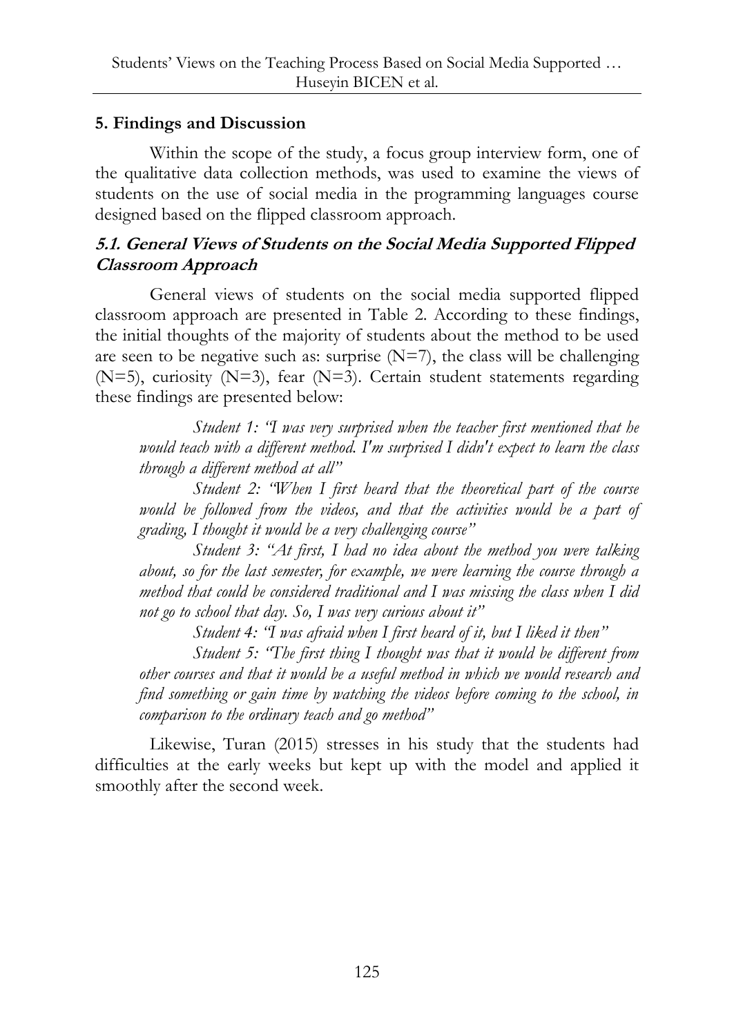## 5. Findings and Discussion

Within the scope of the study, a focus group interview form, one of the qualitative data collection methods, was used to examine the views of students on the use of social media in the programming languages course designed based on the flipped classroom approach.

### *5.1. General Views of Students on the Social Media Supported Flipped Classroom Approach*

General views of students on the social media supported flipped classroom approach are presented in Table 2. According to these findings, the initial thoughts of the majority of students about the method to be used are seen to be negative such as: surprise (N=7), the class will be challenging (N=5), curiosity (N=3), fear (N=3). Certain student statements regarding these findings are presented below:

*Student 1: "I was very surprised when the teacher first mentioned that he would teach with a different method. I'm surprised I didn't expect to learn the class through a different method at all"*

*Student 2: "When I first heard that the theoretical part of the course would be followed from the videos, and that the activities would be a part of grading, I thought it would be a very challenging course"*

*Student 3: "At first, I had no idea about the method you were talking about, so for the last semester, for example, we were learning the course through a method that could be considered traditional and I was missing the class when I did not go to school that day. So, I was very curious about it"*

*Student 4: "I was afraid when I first heard of it, but I liked it then"*

*Student 5: "The first thing I thought was that it would be different from other courses and that it would be a useful method in which we would research and find something or gain time by watching the videos before coming to the school, in comparison to the ordinary teach and go method"*

Likewise, Turan (2015) stresses in his study that the students had difficulties at the early weeks but kept up with the model and applied it smoothly after the second week.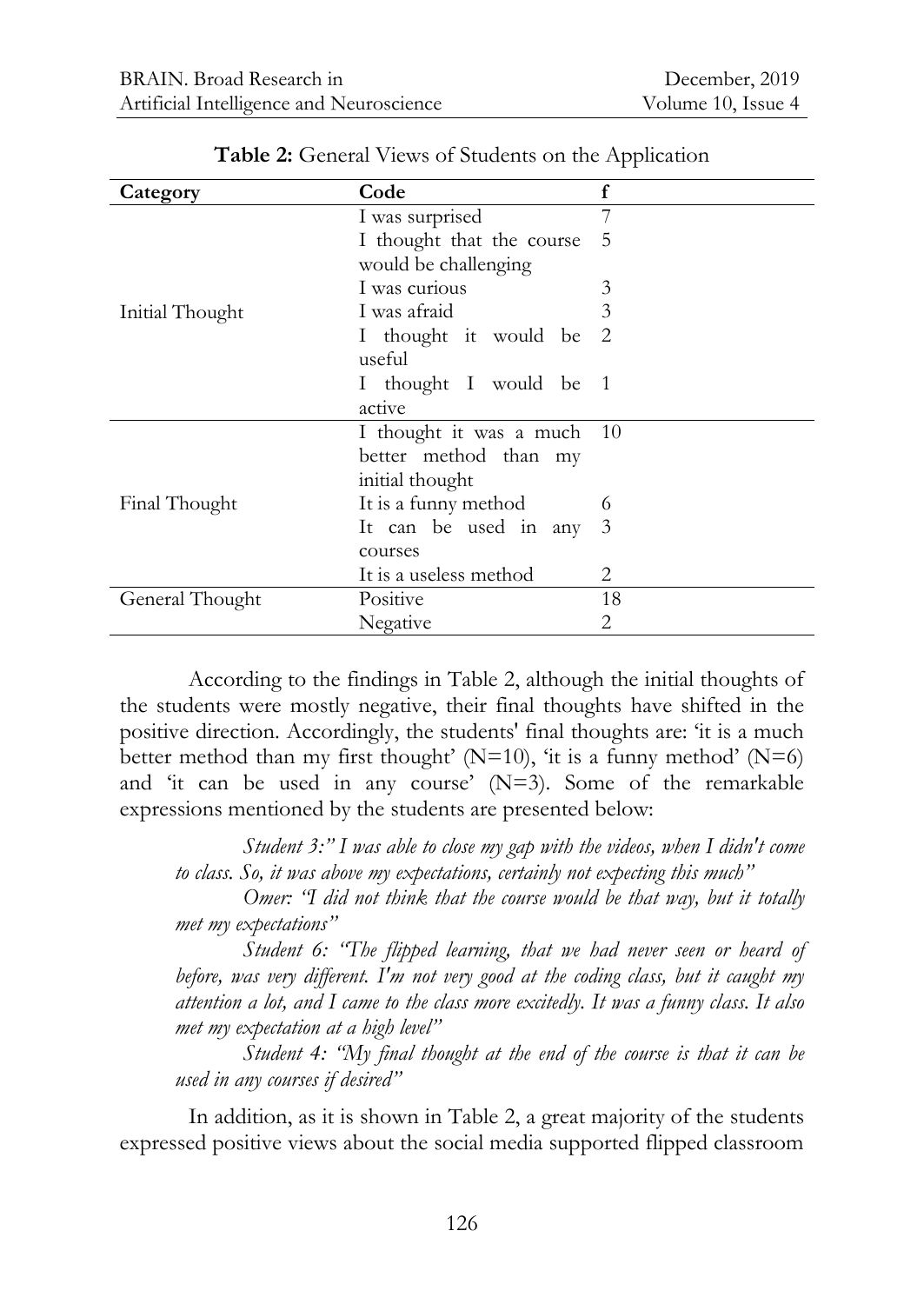**Table 2:** General Views of Students on the Application

| Category | Code | f |
|---|---|---|
| Initial Thought | I was surprised | 7 |
| | I thought that the course would be challenging | 5 |
| | I was curious | 3 |
| | I was afraid | 3 |
| | I thought it would be useful | 2 |
| | I thought I would be active | 1 |
| Final Thought | I thought it was a much better method than my initial thought | 10 |
| | It is a funny method | 6 |
| | It can be used in any courses | 3 |
| | It is a useless method | 2 |
| General Thought | Positive | 18 |
| | Negative | 2 |

According to the findings in Table 2, although the initial thoughts of the students were mostly negative, their final thoughts have shifted in the positive direction. Accordingly, the students' final thoughts are: 'it is a much better method than my first thought' (N=10), 'it is a funny method' (N=6) and 'it can be used in any course' (N=3). Some of the remarkable expressions mentioned by the students are presented below:

*Student 3:" I was able to close my gap with the videos, when I didn't come to class. So, it was above my expectations, certainly not expecting this much"*

*Omer: "I did not think that the course would be that way, but it totally met my expectations"*

*Student 6: "The flipped learning, that we had never seen or heard of before, was very different. I'm not very good at the coding class, but it caught my attention a lot, and I came to the class more excitedly. It was a funny class. It also met my expectation at a high level"*

*Student 4: "My final thought at the end of the course is that it can be used in any courses if desired"*

In addition, as it is shown in Table 2, a great majority of the students expressed positive views about the social media supported flipped classroom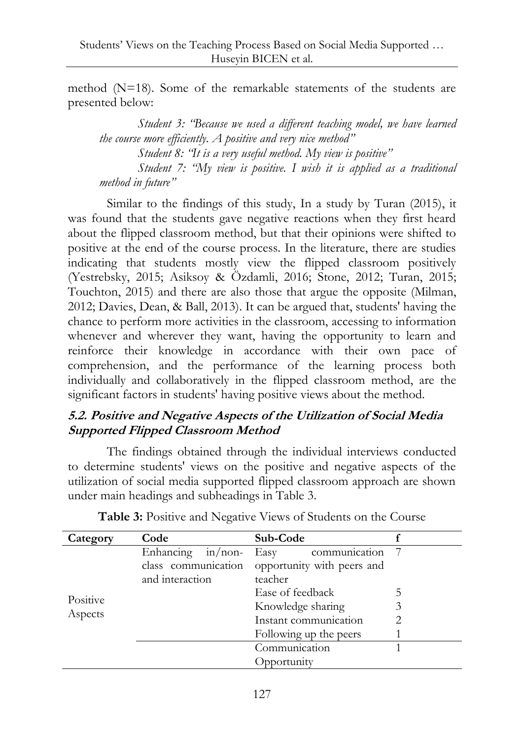method (N=18). Some of the remarkable statements of the students are presented below:

*Student 3: "Because we used a different teaching model, we have learned the course more efficiently. A positive and very nice method"*

*Student 8: "It is a very useful method. My view is positive"*

*Student 7: "My view is positive. I wish it is applied as a traditional method in future"*

Similar to the findings of this study, In a study by Turan (2015), it was found that the students gave negative reactions when they first heard about the flipped classroom method, but that their opinions were shifted to positive at the end of the course process. In the literature, there are studies indicating that students mostly view the flipped classroom positively (Yestrebsky, 2015; Asiksoy & Özdamli, 2016; Stone, 2012; Turan, 2015; Touchton, 2015) and there are also those that argue the opposite (Milman, 2012; Davies, Dean, & Ball, 2013). It can be argued that, students' having the chance to perform more activities in the classroom, accessing to information whenever and wherever they want, having the opportunity to learn and reinforce their knowledge in accordance with their own pace of comprehension, and the performance of the learning process both individually and collaboratively in the flipped classroom method, are the significant factors in students' having positive views about the method.

### *5.2. Positive and Negative Aspects of the Utilization of Social Media Supported Flipped Classroom Method*

The findings obtained through the individual interviews conducted to determine students' views on the positive and negative aspects of the utilization of social media supported flipped classroom approach are shown under main headings and subheadings in Table 3.

**Table 3:** Positive and Negative Views of Students on the Course

| Category | Code | Sub-Code | f |
|---|---|---|---|
| Positive Aspects | Enhancing in/non-class communication and interaction | Easy communication opportunity with peers and teacher | 7 |
| | | Ease of feedback | 5 |
| | | Knowledge sharing | 3 |
| | | Instant communication | 2 |
| | | Following up the peers | 1 |
| | | Communication Opportunity | 1 |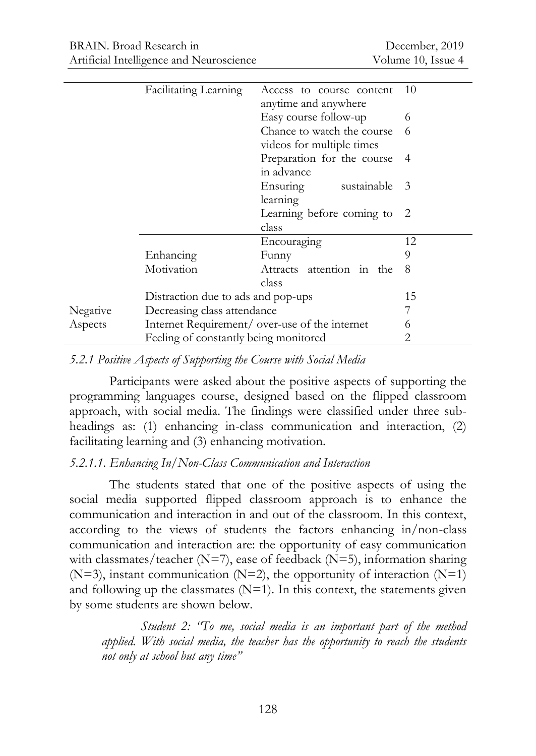| | | | |
|---|---|---|---|
| | Facilitating Learning | Access to course content anytime and anywhere | 10 |
| | | Easy course follow-up | 6 |
| | | Chance to watch the course videos for multiple times | 6 |
| | | Preparation for the course in advance | 4 |
| | | Ensuring sustainable learning | 3 |
| | | Learning before coming to class | 2 |
| | Enhancing Motivation | Encouraging | 12 |
| | | Funny | 9 |
| | | Attracts attention in the class | 8 |
| Negative Aspects | Distraction due to ads and pop-ups | | 15 |
| | Decreasing class attendance | | 7 |
| | Internet Requirement/ over-use of the internet | | 6 |
| | Feeling of constantly being monitored | | 2 |

*5.2.1 Positive Aspects of Supporting the Course with Social Media*

Participants were asked about the positive aspects of supporting the programming languages course, designed based on the flipped classroom approach, with social media. The findings were classified under three sub-headings as: (1) enhancing in-class communication and interaction, (2) facilitating learning and (3) enhancing motivation.

*5.2.1.1. Enhancing In/Non-Class Communication and Interaction*

The students stated that one of the positive aspects of using the social media supported flipped classroom approach is to enhance the communication and interaction in and out of the classroom. In this context, according to the views of students the factors enhancing in/non-class communication and interaction are: the opportunity of easy communication with classmates/teacher (N=7), ease of feedback (N=5), information sharing (N=3), instant communication (N=2), the opportunity of interaction (N=1) and following up the classmates (N=1). In this context, the statements given by some students are shown below.

> *Student 2: "To me, social media is an important part of the method applied. With social media, the teacher has the opportunity to reach the students not only at school but any time"*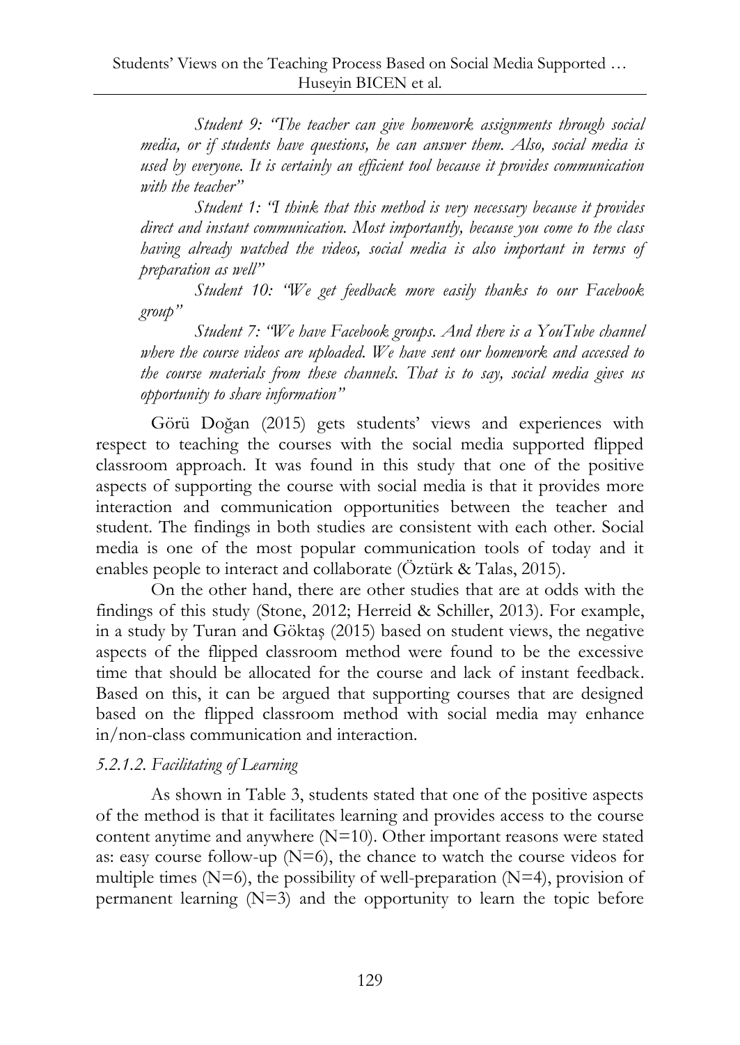*Student 9: "The teacher can give homework assignments through social media, or if students have questions, he can answer them. Also, social media is used by everyone. It is certainly an efficient tool because it provides communication with the teacher"*

*Student 1: "I think that this method is very necessary because it provides direct and instant communication. Most importantly, because you come to the class having already watched the videos, social media is also important in terms of preparation as well"*

*Student 10: "We get feedback more easily thanks to our Facebook group"*

*Student 7: "We have Facebook groups. And there is a YouTube channel where the course videos are uploaded. We have sent our homework and accessed to the course materials from these channels. That is to say, social media gives us opportunity to share information"*

Görü Doğan (2015) gets students' views and experiences with respect to teaching the courses with the social media supported flipped classroom approach. It was found in this study that one of the positive aspects of supporting the course with social media is that it provides more interaction and communication opportunities between the teacher and student. The findings in both studies are consistent with each other. Social media is one of the most popular communication tools of today and it enables people to interact and collaborate (Öztürk & Talas, 2015).

On the other hand, there are other studies that are at odds with the findings of this study (Stone, 2012; Herreid & Schiller, 2013). For example, in a study by Turan and Göktaş (2015) based on student views, the negative aspects of the flipped classroom method were found to be the excessive time that should be allocated for the course and lack of instant feedback. Based on this, it can be argued that supporting courses that are designed based on the flipped classroom method with social media may enhance in/non-class communication and interaction.

#### *5.2.1.2. Facilitating of Learning*

As shown in Table 3, students stated that one of the positive aspects of the method is that it facilitates learning and provides access to the course content anytime and anywhere (N=10). Other important reasons were stated as: easy course follow-up (N=6), the chance to watch the course videos for multiple times (N=6), the possibility of well-preparation (N=4), provision of permanent learning (N=3) and the opportunity to learn the topic before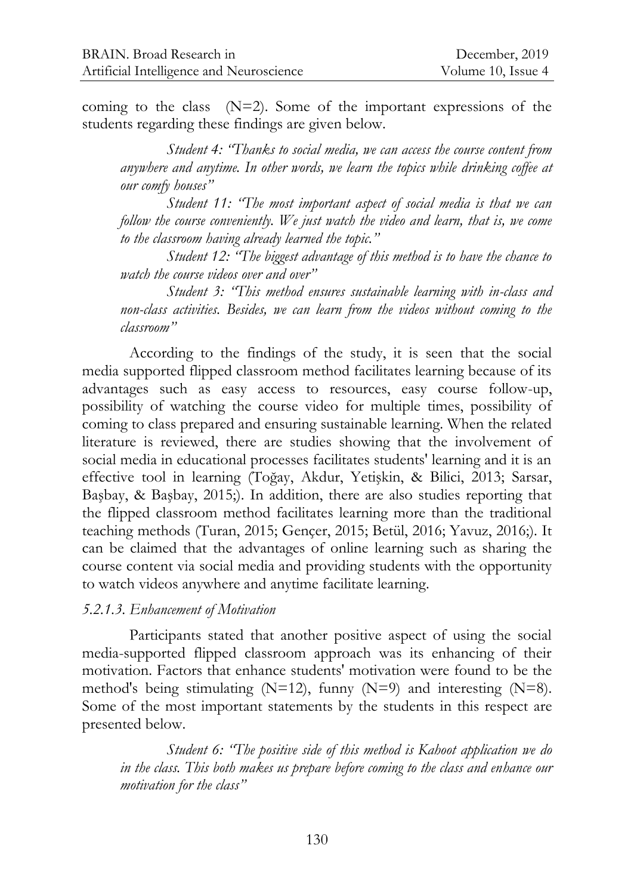coming to the class (N=2). Some of the important expressions of the students regarding these findings are given below.

> *Student 4: "Thanks to social media, we can access the course content from anywhere and anytime. In other words, we learn the topics while drinking coffee at our comfy houses"*
>
> *Student 11: "The most important aspect of social media is that we can follow the course conveniently. We just watch the video and learn, that is, we come to the classroom having already learned the topic."*
>
> *Student 12: "The biggest advantage of this method is to have the chance to watch the course videos over and over"*
>
> *Student 3: "This method ensures sustainable learning with in-class and non-class activities. Besides, we can learn from the videos without coming to the classroom"*

According to the findings of the study, it is seen that the social media supported flipped classroom method facilitates learning because of its advantages such as easy access to resources, easy course follow-up, possibility of watching the course video for multiple times, possibility of coming to class prepared and ensuring sustainable learning. When the related literature is reviewed, there are studies showing that the involvement of social media in educational processes facilitates students' learning and it is an effective tool in learning (Toğay, Akdur, Yetişkin, & Bilici, 2013; Sarsar, Başbay, & Başbay, 2015;). In addition, there are also studies reporting that the flipped classroom method facilitates learning more than the traditional teaching methods (Turan, 2015; Gençer, 2015; Betül, 2016; Yavuz, 2016;). It can be claimed that the advantages of online learning such as sharing the course content via social media and providing students with the opportunity to watch videos anywhere and anytime facilitate learning.

#### *5.2.1.3. Enhancement of Motivation*

Participants stated that another positive aspect of using the social media-supported flipped classroom approach was its enhancing of their motivation. Factors that enhance students' motivation were found to be the method's being stimulating (N=12), funny (N=9) and interesting (N=8). Some of the most important statements by the students in this respect are presented below.

> *Student 6: "The positive side of this method is Kahoot application we do in the class. This both makes us prepare before coming to the class and enhance our motivation for the class"*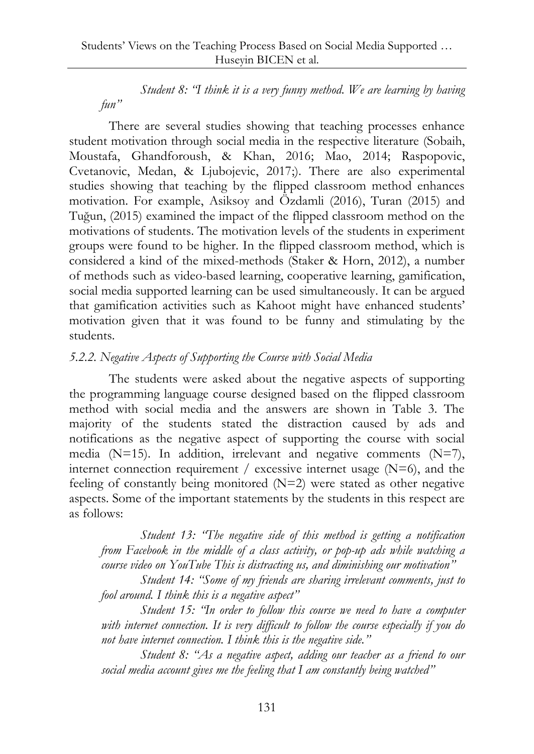*Student 8: "I think it is a very funny method. We are learning by having fun"*

There are several studies showing that teaching processes enhance student motivation through social media in the respective literature (Sobaih, Moustafa, Ghandforoush, & Khan, 2016; Mao, 2014; Raspopovic, Cvetanovic, Medan, & Ljubojevic, 2017;). There are also experimental studies showing that teaching by the flipped classroom method enhances motivation. For example, Asiksoy and Özdamli (2016), Turan (2015) and Tuğun, (2015) examined the impact of the flipped classroom method on the motivations of students. The motivation levels of the students in experiment groups were found to be higher. In the flipped classroom method, which is considered a kind of the mixed-methods (Staker & Horn, 2012), a number of methods such as video-based learning, cooperative learning, gamification, social media supported learning can be used simultaneously. It can be argued that gamification activities such as Kahoot might have enhanced students' motivation given that it was found to be funny and stimulating by the students.

### *5.2.2. Negative Aspects of Supporting the Course with Social Media*

The students were asked about the negative aspects of supporting the programming language course designed based on the flipped classroom method with social media and the answers are shown in Table 3. The majority of the students stated the distraction caused by ads and notifications as the negative aspect of supporting the course with social media (N=15). In addition, irrelevant and negative comments (N=7), internet connection requirement / excessive internet usage (N=6), and the feeling of constantly being monitored (N=2) were stated as other negative aspects. Some of the important statements by the students in this respect are as follows:

*Student 13: "The negative side of this method is getting a notification from Facebook in the middle of a class activity, or pop-up ads while watching a course video on YouTube This is distracting us, and diminishing our motivation"*

*Student 14: "Some of my friends are sharing irrelevant comments, just to fool around. I think this is a negative aspect"*

*Student 15: "In order to follow this course we need to have a computer with internet connection. It is very difficult to follow the course especially if you do not have internet connection. I think this is the negative side."*

*Student 8: "As a negative aspect, adding our teacher as a friend to our social media account gives me the feeling that I am constantly being watched"*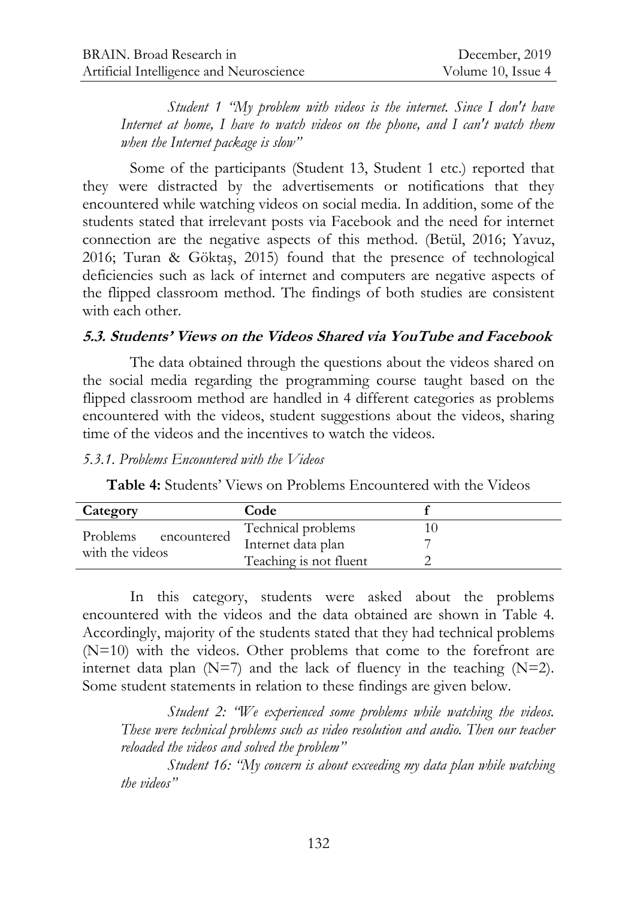*Student 1 "My problem with videos is the internet. Since I don't have Internet at home, I have to watch videos on the phone, and I can't watch them when the Internet package is slow"*

Some of the participants (Student 13, Student 1 etc.) reported that they were distracted by the advertisements or notifications that they encountered while watching videos on social media. In addition, some of the students stated that irrelevant posts via Facebook and the need for internet connection are the negative aspects of this method. (Betül, 2016; Yavuz, 2016; Turan & Göktaş, 2015) found that the presence of technological deficiencies such as lack of internet and computers are negative aspects of the flipped classroom method. The findings of both studies are consistent with each other.

### 5.3. Students' Views on the Videos Shared via YouTube and Facebook

The data obtained through the questions about the videos shared on the social media regarding the programming course taught based on the flipped classroom method are handled in 4 different categories as problems encountered with the videos, student suggestions about the videos, sharing time of the videos and the incentives to watch the videos.

#### *5.3.1. Problems Encountered with the Videos*

**Table 4:** Students' Views on Problems Encountered with the Videos

| Category | Code | f |
|---|---|---|
| Problems encountered with the videos | Technical problems | 10 |
| | Internet data plan | 7 |
| | Teaching is not fluent | 2 |

In this category, students were asked about the problems encountered with the videos and the data obtained are shown in Table 4. Accordingly, majority of the students stated that they had technical problems (N=10) with the videos. Other problems that come to the forefront are internet data plan (N=7) and the lack of fluency in the teaching (N=2). Some student statements in relation to these findings are given below.

*Student 2: "We experienced some problems while watching the videos. These were technical problems such as video resolution and audio. Then our teacher reloaded the videos and solved the problem"*

*Student 16: "My concern is about exceeding my data plan while watching the videos"*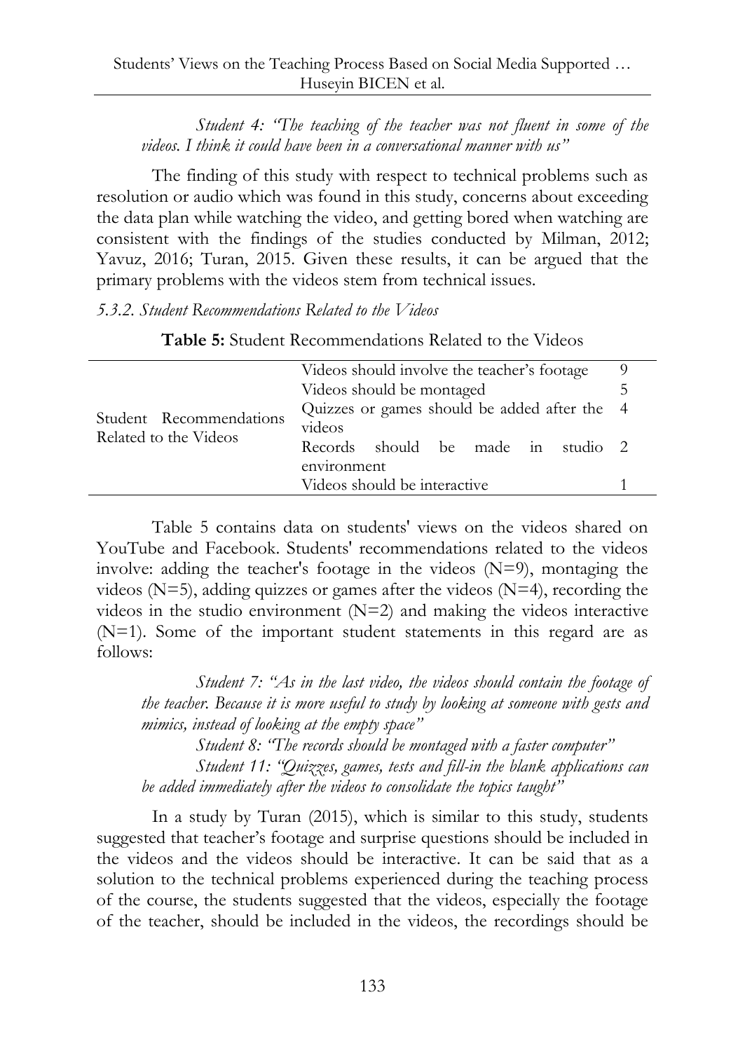*Student 4: "The teaching of the teacher was not fluent in some of the videos. I think it could have been in a conversational manner with us"*

The finding of this study with respect to technical problems such as resolution or audio which was found in this study, concerns about exceeding the data plan while watching the video, and getting bored when watching are consistent with the findings of the studies conducted by Milman, 2012; Yavuz, 2016; Turan, 2015. Given these results, it can be argued that the primary problems with the videos stem from technical issues.

*5.3.2. Student Recommendations Related to the Videos*

**Table 5:** Student Recommendations Related to the Videos

| | | |
|---|---|---|
| Student Recommendations Related to the Videos | Videos should involve the teacher's footage | 9 |
| | Videos should be montaged | 5 |
| | Quizzes or games should be added after the videos | 4 |
| | Records should be made in studio environment | 2 |
| | Videos should be interactive | 1 |

Table 5 contains data on students' views on the videos shared on YouTube and Facebook. Students' recommendations related to the videos involve: adding the teacher's footage in the videos (N=9), montaging the videos (N=5), adding quizzes or games after the videos (N=4), recording the videos in the studio environment (N=2) and making the videos interactive (N=1). Some of the important student statements in this regard are as follows:

*Student 7: "As in the last video, the videos should contain the footage of the teacher. Because it is more useful to study by looking at someone with gests and mimics, instead of looking at the empty space"*

*Student 8: "The records should be montaged with a faster computer"*

*Student 11: "Quizzes, games, tests and fill-in the blank applications can be added immediately after the videos to consolidate the topics taught"*

In a study by Turan (2015), which is similar to this study, students suggested that teacher's footage and surprise questions should be included in the videos and the videos should be interactive. It can be said that as a solution to the technical problems experienced during the teaching process of the course, the students suggested that the videos, especially the footage of the teacher, should be included in the videos, the recordings should be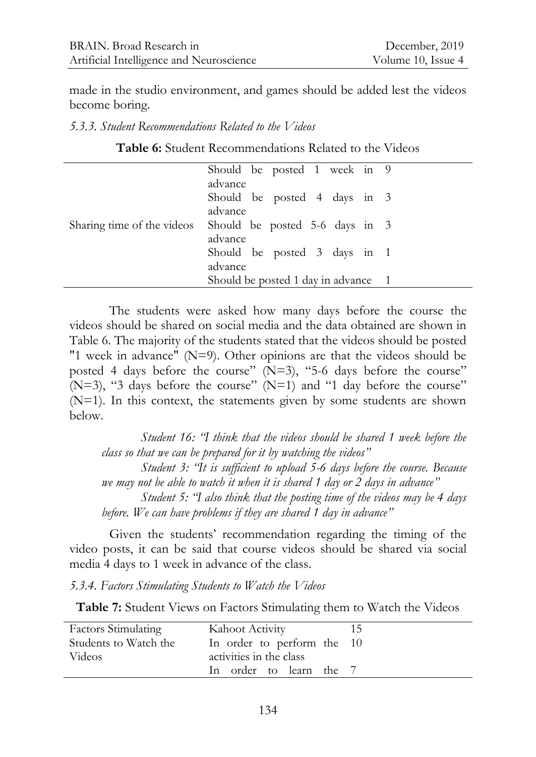made in the studio environment, and games should be added lest the videos become boring.

*5.3.3. Student Recommendations Related to the Videos*

**Table 6:** Student Recommendations Related to the Videos

| | | |
|---|---|---|
| Sharing time of the videos | Should be posted 1 week in advance | 9 |
| | Should be posted 4 days in advance | 3 |
| | Should be posted 5-6 days in advance | 3 |
| | Should be posted 3 days in advance | 1 |
| | Should be posted 1 day in advance | 1 |

The students were asked how many days before the course the videos should be shared on social media and the data obtained are shown in Table 6. The majority of the students stated that the videos should be posted "1 week in advance" (N=9). Other opinions are that the videos should be posted 4 days before the course" (N=3), "5-6 days before the course" (N=3), "3 days before the course" (N=1) and "1 day before the course" (N=1). In this context, the statements given by some students are shown below.

> *Student 16: "I think that the videos should be shared 1 week before the class so that we can be prepared for it by watching the videos"*
>
> *Student 3: "It is sufficient to upload 5-6 days before the course. Because we may not be able to watch it when it is shared 1 day or 2 days in advance"*
>
> *Student 5: "I also think that the posting time of the videos may be 4 days before. We can have problems if they are shared 1 day in advance"*

Given the students' recommendation regarding the timing of the video posts, it can be said that course videos should be shared via social media 4 days to 1 week in advance of the class.

*5.3.4. Factors Stimulating Students to Watch the Videos*

**Table 7:** Student Views on Factors Stimulating them to Watch the Videos

| | | |
|---|---|---|
| Factors Stimulating Students to Watch the Videos | Kahoot Activity | 15 |
| | In order to perform the activities in the class | 10 |
| | In order to learn the | 7 |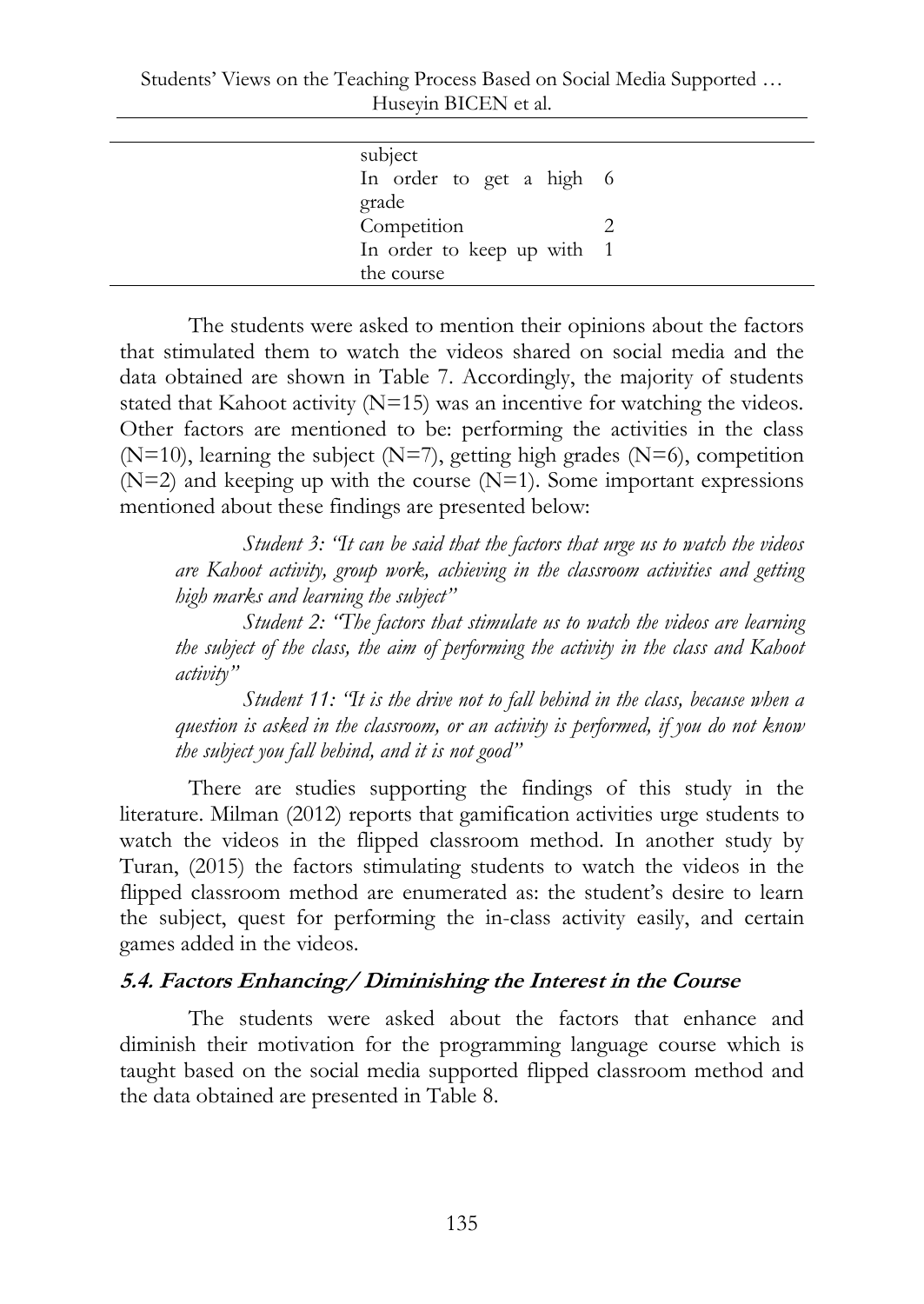| | | |
|---|---|---|
| | subject | |
| | In order to get a high grade | 6 |
| | Competition | 2 |
| | In order to keep up with the course | 1 |

The students were asked to mention their opinions about the factors that stimulated them to watch the videos shared on social media and the data obtained are shown in Table 7. Accordingly, the majority of students stated that Kahoot activity (N=15) was an incentive for watching the videos. Other factors are mentioned to be: performing the activities in the class (N=10), learning the subject (N=7), getting high grades (N=6), competition (N=2) and keeping up with the course (N=1). Some important expressions mentioned about these findings are presented below:

> *Student 3: "It can be said that the factors that urge us to watch the videos are Kahoot activity, group work, achieving in the classroom activities and getting high marks and learning the subject"*
>
> *Student 2: "The factors that stimulate us to watch the videos are learning the subject of the class, the aim of performing the activity in the class and Kahoot activity"*
>
> *Student 11: "It is the drive not to fall behind in the class, because when a question is asked in the classroom, or an activity is performed, if you do not know the subject you fall behind, and it is not good"*

There are studies supporting the findings of this study in the literature. Milman (2012) reports that gamification activities urge students to watch the videos in the flipped classroom method. In another study by Turan, (2015) the factors stimulating students to watch the videos in the flipped classroom method are enumerated as: the student's desire to learn the subject, quest for performing the in-class activity easily, and certain games added in the videos.

### 5.4. Factors Enhancing/ Diminishing the Interest in the Course

The students were asked about the factors that enhance and diminish their motivation for the programming language course which is taught based on the social media supported flipped classroom method and the data obtained are presented in Table 8.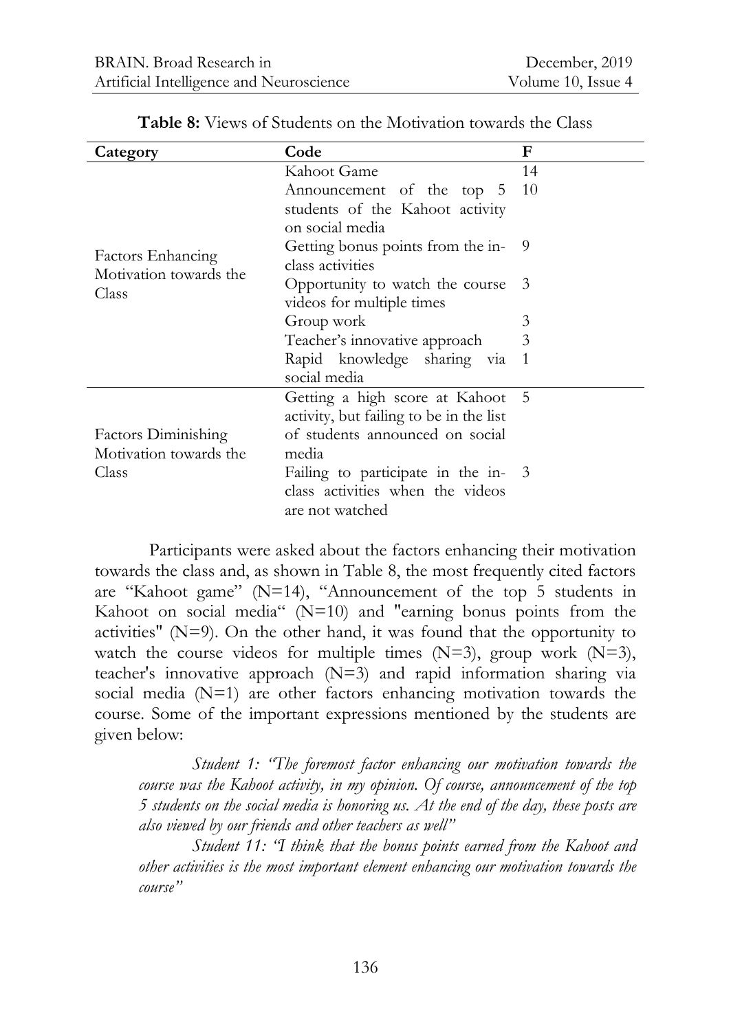**Table 8:** Views of Students on the Motivation towards the Class

| Category | Code | F |
|---|---|---|
| Factors Enhancing Motivation towards the Class | Kahoot Game | 14 |
| | Announcement of the top 5 students of the Kahoot activity on social media | 10 |
| | Getting bonus points from the in-class activities | 9 |
| | Opportunity to watch the course videos for multiple times | 3 |
| | Group work | 3 |
| | Teacher's innovative approach | 3 |
| | Rapid knowledge sharing via social media | 1 |
| Factors Diminishing Motivation towards the Class | Getting a high score at Kahoot activity, but failing to be in the list of students announced on social media | 5 |
| | Failing to participate in the in-class activities when the videos are not watched | 3 |

Participants were asked about the factors enhancing their motivation towards the class and, as shown in Table 8, the most frequently cited factors are "Kahoot game" (N=14), "Announcement of the top 5 students in Kahoot on social media" (N=10) and "earning bonus points from the activities" (N=9). On the other hand, it was found that the opportunity to watch the course videos for multiple times (N=3), group work (N=3), teacher's innovative approach (N=3) and rapid information sharing via social media (N=1) are other factors enhancing motivation towards the course. Some of the important expressions mentioned by the students are given below:

> *Student 1: "The foremost factor enhancing our motivation towards the course was the Kahoot activity, in my opinion. Of course, announcement of the top 5 students on the social media is honoring us. At the end of the day, these posts are also viewed by our friends and other teachers as well"*
>
> *Student 11: "I think that the bonus points earned from the Kahoot and other activities is the most important element enhancing our motivation towards the course"*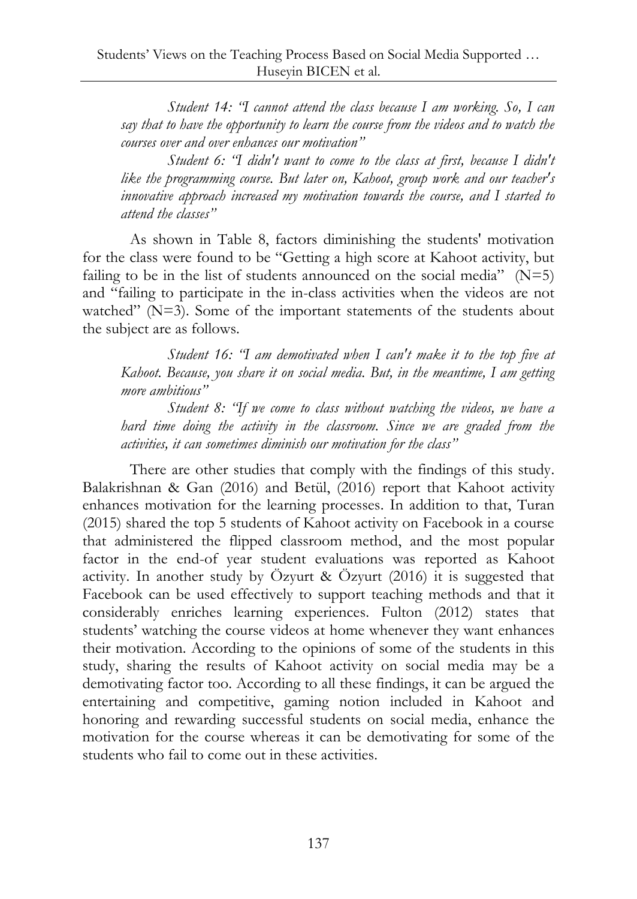*Student 14: "I cannot attend the class because I am working. So, I can say that to have the opportunity to learn the course from the videos and to watch the courses over and over enhances our motivation"*

*Student 6: "I didn't want to come to the class at first, because I didn't like the programming course. But later on, Kahoot, group work and our teacher's innovative approach increased my motivation towards the course, and I started to attend the classes"*

As shown in Table 8, factors diminishing the students' motivation for the class were found to be "Getting a high score at Kahoot activity, but failing to be in the list of students announced on the social media" (N=5) and "failing to participate in the in-class activities when the videos are not watched" (N=3). Some of the important statements of the students about the subject are as follows.

*Student 16: "I am demotivated when I can't make it to the top five at Kahoot. Because, you share it on social media. But, in the meantime, I am getting more ambitious"*

*Student 8: "If we come to class without watching the videos, we have a hard time doing the activity in the classroom. Since we are graded from the activities, it can sometimes diminish our motivation for the class"*

There are other studies that comply with the findings of this study. Balakrishnan & Gan (2016) and Betül, (2016) report that Kahoot activity enhances motivation for the learning processes. In addition to that, Turan (2015) shared the top 5 students of Kahoot activity on Facebook in a course that administered the flipped classroom method, and the most popular factor in the end-of year student evaluations was reported as Kahoot activity. In another study by Özyurt & Özyurt (2016) it is suggested that Facebook can be used effectively to support teaching methods and that it considerably enriches learning experiences. Fulton (2012) states that students' watching the course videos at home whenever they want enhances their motivation. According to the opinions of some of the students in this study, sharing the results of Kahoot activity on social media may be a demotivating factor too. According to all these findings, it can be argued the entertaining and competitive, gaming notion included in Kahoot and honoring and rewarding successful students on social media, enhance the motivation for the course whereas it can be demotivating for some of the students who fail to come out in these activities.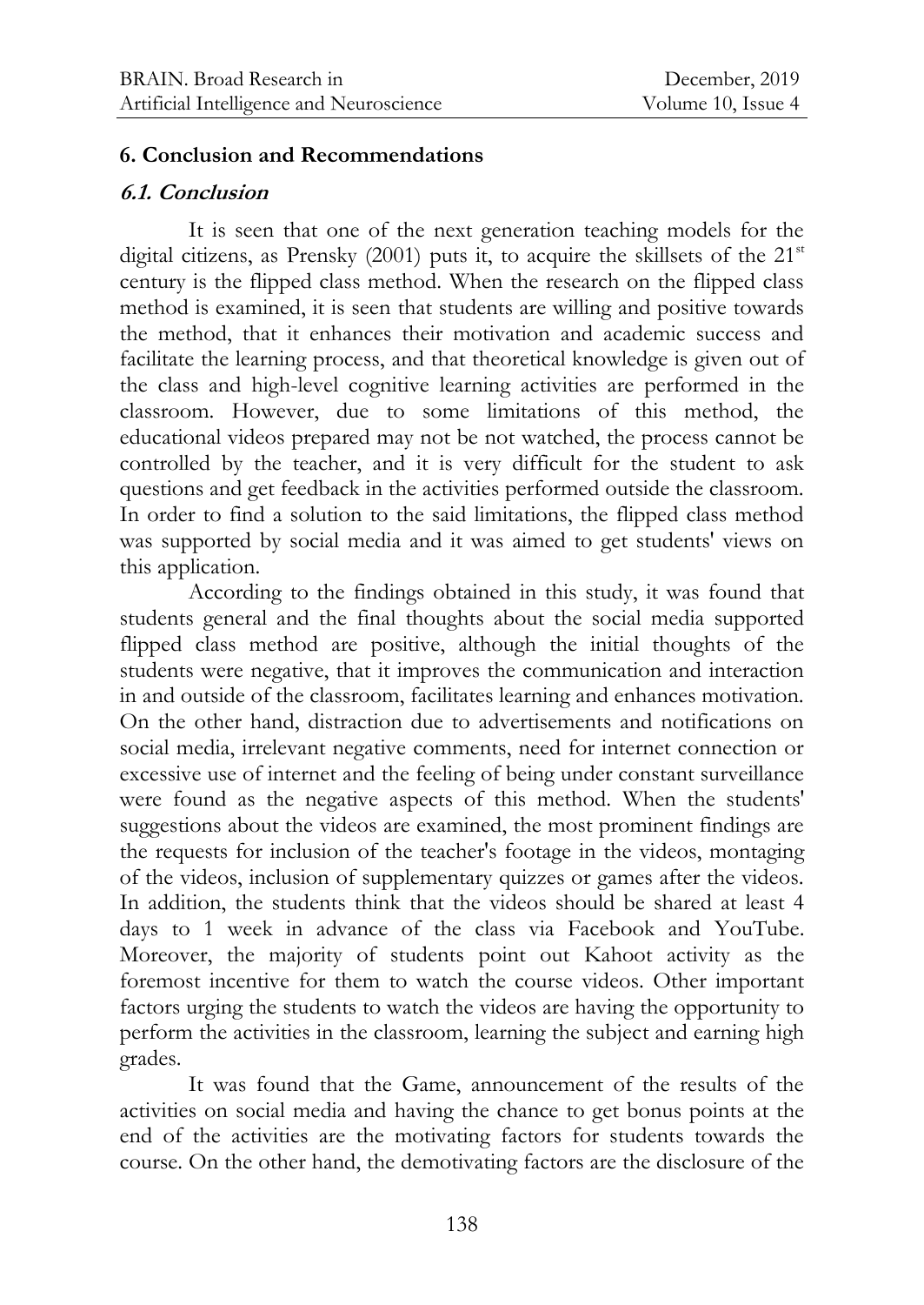## 6. Conclusion and Recommendations

### *6.1. Conclusion*

It is seen that one of the next generation teaching models for the digital citizens, as Prensky (2001) puts it, to acquire the skillsets of the $21^{st}$ century is the flipped class method. When the research on the flipped class method is examined, it is seen that students are willing and positive towards the method, that it enhances their motivation and academic success and facilitate the learning process, and that theoretical knowledge is given out of the class and high-level cognitive learning activities are performed in the classroom. However, due to some limitations of this method, the educational videos prepared may not be not watched, the process cannot be controlled by the teacher, and it is very difficult for the student to ask questions and get feedback in the activities performed outside the classroom. In order to find a solution to the said limitations, the flipped class method was supported by social media and it was aimed to get students' views on this application.

According to the findings obtained in this study, it was found that students general and the final thoughts about the social media supported flipped class method are positive, although the initial thoughts of the students were negative, that it improves the communication and interaction in and outside of the classroom, facilitates learning and enhances motivation. On the other hand, distraction due to advertisements and notifications on social media, irrelevant negative comments, need for internet connection or excessive use of internet and the feeling of being under constant surveillance were found as the negative aspects of this method. When the students' suggestions about the videos are examined, the most prominent findings are the requests for inclusion of the teacher's footage in the videos, montaging of the videos, inclusion of supplementary quizzes or games after the videos. In addition, the students think that the videos should be shared at least 4 days to 1 week in advance of the class via Facebook and YouTube. Moreover, the majority of students point out Kahoot activity as the foremost incentive for them to watch the course videos. Other important factors urging the students to watch the videos are having the opportunity to perform the activities in the classroom, learning the subject and earning high grades.

It was found that the Game, announcement of the results of the activities on social media and having the chance to get bonus points at the end of the activities are the motivating factors for students towards the course. On the other hand, the demotivating factors are the disclosure of the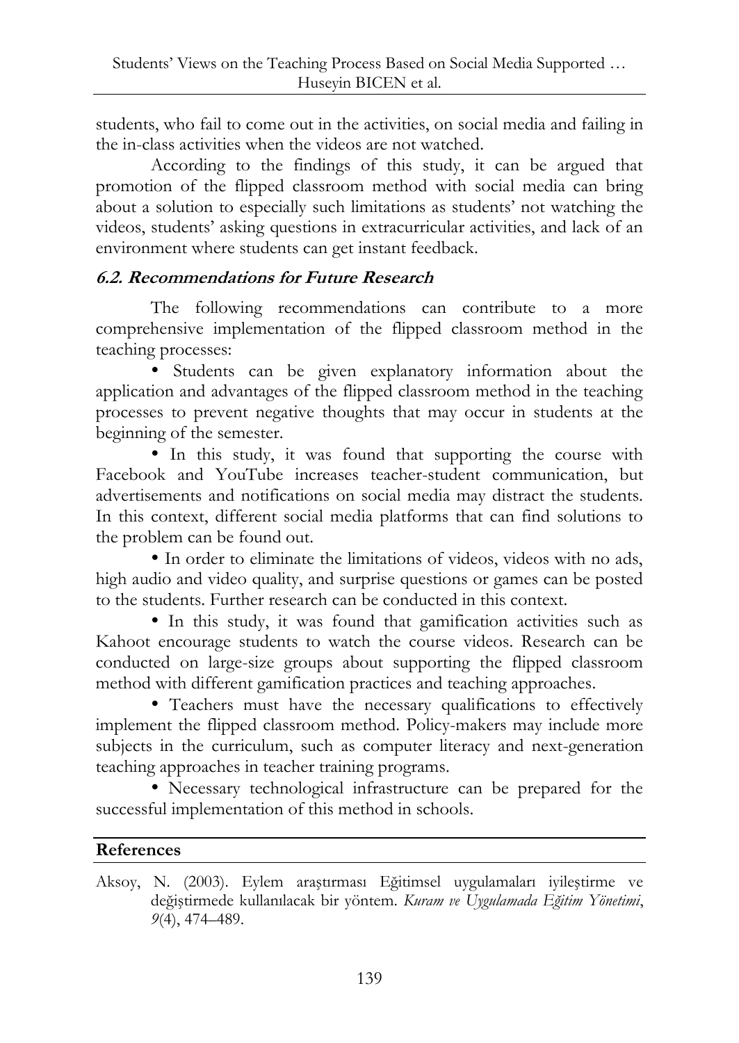students, who fail to come out in the activities, on social media and failing in the in-class activities when the videos are not watched.

According to the findings of this study, it can be argued that promotion of the flipped classroom method with social media can bring about a solution to especially such limitations as students' not watching the videos, students' asking questions in extracurricular activities, and lack of an environment where students can get instant feedback.

### *6.2. Recommendations for Future Research*

The following recommendations can contribute to a more comprehensive implementation of the flipped classroom method in the teaching processes:

- Students can be given explanatory information about the application and advantages of the flipped classroom method in the teaching processes to prevent negative thoughts that may occur in students at the beginning of the semester.
- In this study, it was found that supporting the course with Facebook and YouTube increases teacher-student communication, but advertisements and notifications on social media may distract the students. In this context, different social media platforms that can find solutions to the problem can be found out.
- In order to eliminate the limitations of videos, videos with no ads, high audio and video quality, and surprise questions or games can be posted to the students. Further research can be conducted in this context.
- In this study, it was found that gamification activities such as Kahoot encourage students to watch the course videos. Research can be conducted on large-size groups about supporting the flipped classroom method with different gamification practices and teaching approaches.
- Teachers must have the necessary qualifications to effectively implement the flipped classroom method. Policy-makers may include more subjects in the curriculum, such as computer literacy and next-generation teaching approaches in teacher training programs.
- Necessary technological infrastructure can be prepared for the successful implementation of this method in schools.

## References

Aksoy, N. (2003). Eylem araştırması Eğitimsel uygulamaları iyileştirme ve değiştirmede kullanılacak bir yöntem. *Kuram ve Uygulamada Eğitim Yönetimi*, *9*(4), 474–489.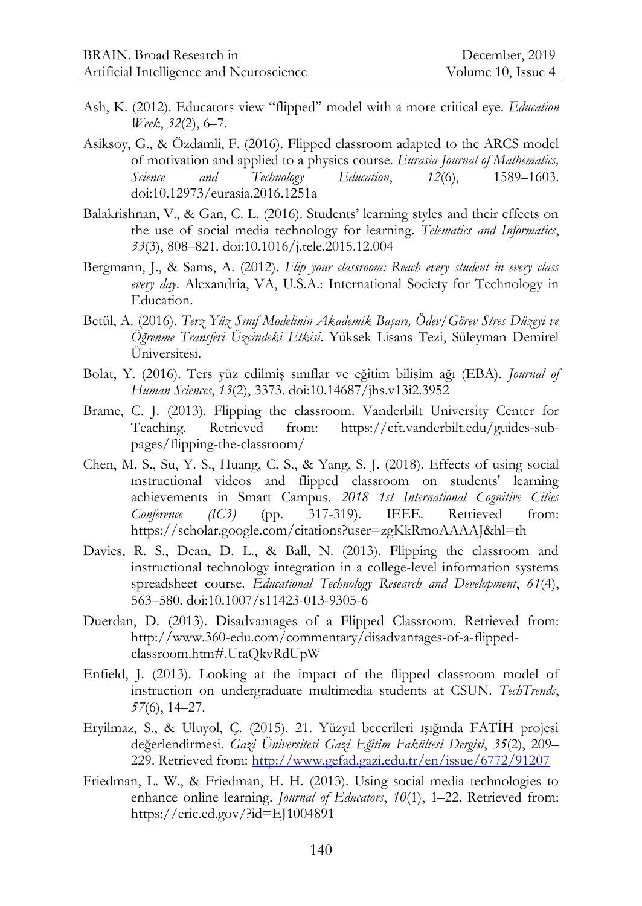Ash, K. (2012). Educators view "flipped" model with a more critical eye. *Education Week*, *32*(2), 6–7.

Asiksoy, G., & Özdamli, F. (2016). Flipped classroom adapted to the ARCS model of motivation and applied to a physics course. *Eurasia Journal of Mathematics, Science and Technology Education*, *12*(6), 1589–1603. doi:10.12973/eurasia.2016.1251a

Balakrishnan, V., & Gan, C. L. (2016). Students' learning styles and their effects on the use of social media technology for learning. *Telematics and Informatics*, *33*(3), 808–821. doi:10.1016/j.tele.2015.12.004

Bergmann, J., & Sams, A. (2012). *Flip your classroom: Reach every student in every class every day*. Alexandria, VA, U.S.A.: International Society for Technology in Education.

Betül, A. (2016). *Terz Yüz Sınıf Modelinin Akademik Başarı, Ödev/Görev Stres Düzeyi ve Öğrenme Transferi Üzeindeki Etkisi*. Yüksek Lisans Tezi, Süleyman Demirel Üniversitesi.

Bolat, Y. (2016). Ters yüz edilmiş sınıflar ve eğitim bilişim ağı (EBA). *Journal of Human Sciences*, *13*(2), 3373. doi:10.14687/jhs.v13i2.3952

Brame, C. J. (2013). Flipping the classroom. Vanderbilt University Center for Teaching. Retrieved from: https://cft.vanderbilt.edu/guides-sub-pages/flipping-the-classroom/

Chen, M. S., Su, Y. S., Huang, C. S., & Yang, S. J. (2018). Effects of using social ınstructional videos and flipped classroom on students' learning achievements in Smart Campus. *2018 1st International Cognitive Cities Conference (IC3)* (pp. 317-319). IEEE. Retrieved from: https://scholar.google.com/citations?user=zgKkRmoAAAAJ&hl=th

Davies, R. S., Dean, D. L., & Ball, N. (2013). Flipping the classroom and instructional technology integration in a college-level information systems spreadsheet course. *Educational Technology Research and Development*, *61*(4), 563–580. doi:10.1007/s11423-013-9305-6

Duerdan, D. (2013). Disadvantages of a Flipped Classroom. Retrieved from: http://www.360-edu.com/commentary/disadvantages-of-a-flipped-classroom.htm#.UtaQkvRdUpW

Enfield, J. (2013). Looking at the impact of the flipped classroom model of instruction on undergraduate multimedia students at CSUN. *TechTrends*, *57*(6), 14–27.

Eryilmaz, S., & Uluyol, Ç. (2015). 21. Yüzyıl becerileri ışığında FATİH projesi değerlendirmesi. *Gazi Üniversitesi Gazi Eğitim Fakültesi Dergisi*, *35*(2), 209–229. Retrieved from: http://www.gefad.gazi.edu.tr/en/issue/6772/91207

Friedman, L. W., & Friedman, H. H. (2013). Using social media technologies to enhance online learning. *Journal of Educators*, *10*(1), 1–22. Retrieved from: https://eric.ed.gov/?id=EJ1004891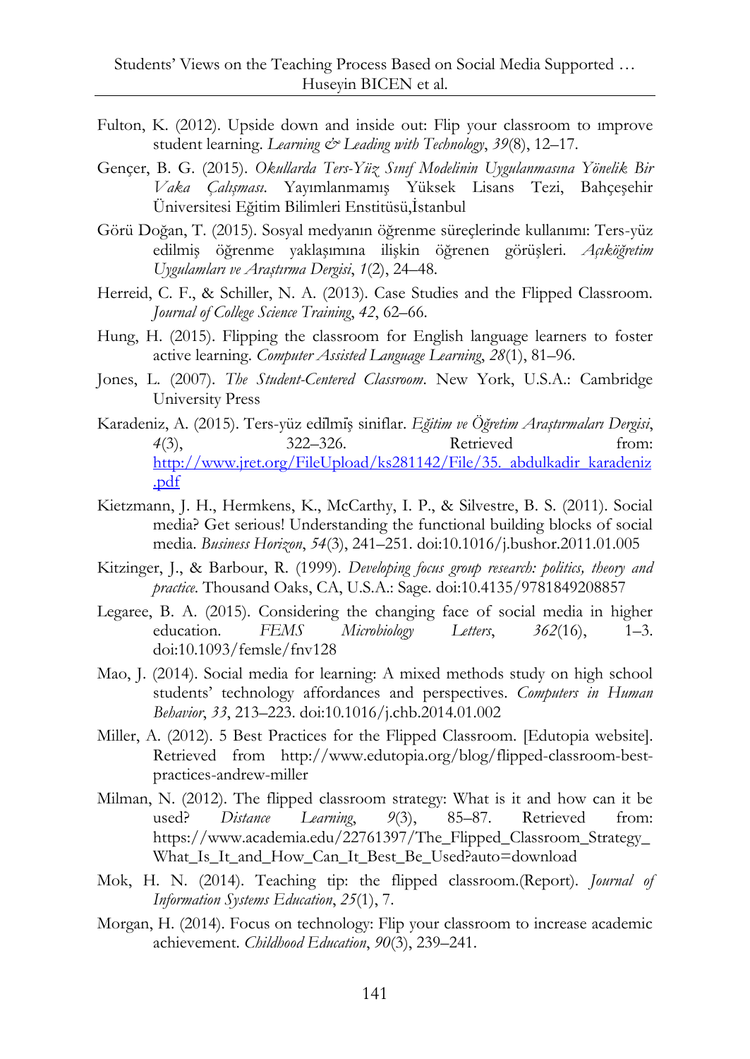Fulton, K. (2012). Upside down and inside out: Flip your classroom to ımprove student learning. *Learning & Leading with Technology*, *39*(8), 12–17.

Gençer, B. G. (2015). *Okullarda Ters-Yüz Sınıf Modelinin Uygulanmasına Yönelik Bir Vaka Çalışması*. Yayımlanmamış Yüksek Lisans Tezi, Bahçeşehir Üniversitesi Eğitim Bilimleri Enstitüsü,İstanbul

Görü Doğan, T. (2015). Sosyal medyanın öğrenme süreçlerinde kullanımı: Ters-yüz edilmiş öğrenme yaklaşımına ilişkin öğrenen görüşleri. *Açıköğretim Uygulamları ve Araştırma Dergisi*, *1*(2), 24–48.

Herreid, C. F., & Schiller, N. A. (2013). Case Studies and the Flipped Classroom. *Journal of College Science Training*, *42*, 62–66.

Hung, H. (2015). Flipping the classroom for English language learners to foster active learning. *Computer Assisted Language Learning*, *28*(1), 81–96.

Jones, L. (2007). *The Student-Centered Classroom*. New York, U.S.A.: Cambridge University Press

Karadeniz, A. (2015). Ters-yüz edîlmîş siniflar. *Eğitim ve Öğretim Araştırmaları Dergisi*, *4*(3), 322–326. Retrieved from: http://www.jret.org/FileUpload/ks281142/File/35._abdulkadir_karadeniz.pdf

Kietzmann, J. H., Hermkens, K., McCarthy, I. P., & Silvestre, B. S. (2011). Social media? Get serious! Understanding the functional building blocks of social media. *Business Horizon*, *54*(3), 241–251. doi:10.1016/j.bushor.2011.01.005

Kitzinger, J., & Barbour, R. (1999). *Developing focus group research: politics, theory and practice*. Thousand Oaks, CA, U.S.A.: Sage. doi:10.4135/9781849208857

Legaree, B. A. (2015). Considering the changing face of social media in higher education. *FEMS Microbiology Letters*, *362*(16), 1–3. doi:10.1093/femsle/fnv128

Mao, J. (2014). Social media for learning: A mixed methods study on high school students' technology affordances and perspectives. *Computers in Human Behavior*, *33*, 213–223. doi:10.1016/j.chb.2014.01.002

Miller, A. (2012). 5 Best Practices for the Flipped Classroom. [Edutopia website]. Retrieved from http://www.edutopia.org/blog/flipped-classroom-best-practices-andrew-miller

Milman, N. (2012). The flipped classroom strategy: What is it and how can it be used? *Distance Learning*, *9*(3), 85–87. Retrieved from: https://www.academia.edu/22761397/The_Flipped_Classroom_Strategy_What_Is_It_and_How_Can_It_Best_Be_Used?auto=download

Mok, H. N. (2014). Teaching tip: the flipped classroom.(Report). *Journal of Information Systems Education*, *25*(1), 7.

Morgan, H. (2014). Focus on technology: Flip your classroom to increase academic achievement. *Childhood Education*, *90*(3), 239–241.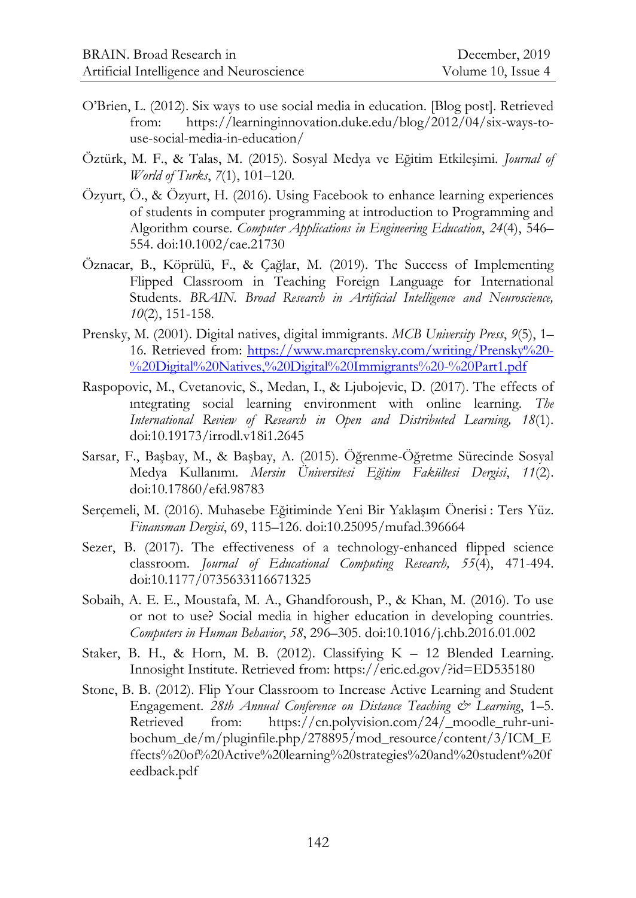O'Brien, L. (2012). Six ways to use social media in education. [Blog post]. Retrieved from: https://learninginnovation.duke.edu/blog/2012/04/six-ways-to-use-social-media-in-education/

Öztürk, M. F., & Talas, M. (2015). Sosyal Medya ve Eğitim Etkileşimi. *Journal of World of Turks*, *7*(1), 101–120.

Özyurt, Ö., & Özyurt, H. (2016). Using Facebook to enhance learning experiences of students in computer programming at introduction to Programming and Algorithm course. *Computer Applications in Engineering Education*, *24*(4), 546–554. doi:10.1002/cae.21730

Öznacar, B., Köprülü, F., & Çağlar, M. (2019). The Success of Implementing Flipped Classroom in Teaching Foreign Language for International Students. *BRAIN. Broad Research in Artificial Intelligence and Neuroscience, 10*(2), 151-158.

Prensky, M. (2001). Digital natives, digital immigrants. *MCB University Press*, *9*(5), 1–16. Retrieved from: https://www.marcprensky.com/writing/Prensky%20-%20Digital%20Natives,%20Digital%20Immigrants%20-%20Part1.pdf

Raspopovic, M., Cvetanovic, S., Medan, I., & Ljubojevic, D. (2017). The effects of ıntegrating social learning environment with online learning. *The International Review of Research in Open and Distributed Learning, 18*(1). doi:10.19173/irrodl.v18i1.2645

Sarsar, F., Başbay, M., & Başbay, A. (2015). Öğrenme-Öğretme Sürecinde Sosyal Medya Kullanımı. *Mersin Üniversitesi Eğitim Fakültesi Dergisi*, *11*(2). doi:10.17860/efd.98783

Serçemeli, M. (2016). Muhasebe Eğitiminde Yeni Bir Yaklaşım Önerisi : Ters Yüz. *Finansman Dergisi*, 69, 115–126. doi:10.25095/mufad.396664

Sezer, B. (2017). The effectiveness of a technology-enhanced flipped science classroom. *Journal of Educational Computing Research, 55*(4), 471-494. doi:10.1177/0735633116671325

Sobaih, A. E. E., Moustafa, M. A., Ghandforoush, P., & Khan, M. (2016). To use or not to use? Social media in higher education in developing countries. *Computers in Human Behavior*, *58*, 296–305. doi:10.1016/j.chb.2016.01.002

Staker, B. H., & Horn, M. B. (2012). Classifying K – 12 Blended Learning. Innosight Institute. Retrieved from: https://eric.ed.gov/?id=ED535180

Stone, B. B. (2012). Flip Your Classroom to Increase Active Learning and Student Engagement. *28th Annual Conference on Distance Teaching & Learning*, 1–5. Retrieved from: https://cn.polyvision.com/24/_moodle_ruhr-uni-bochum_de/m/pluginfile.php/278895/mod_resource/content/3/ICM_Effects%20of%20Active%20learning%20strategies%20and%20student%20feedback.pdf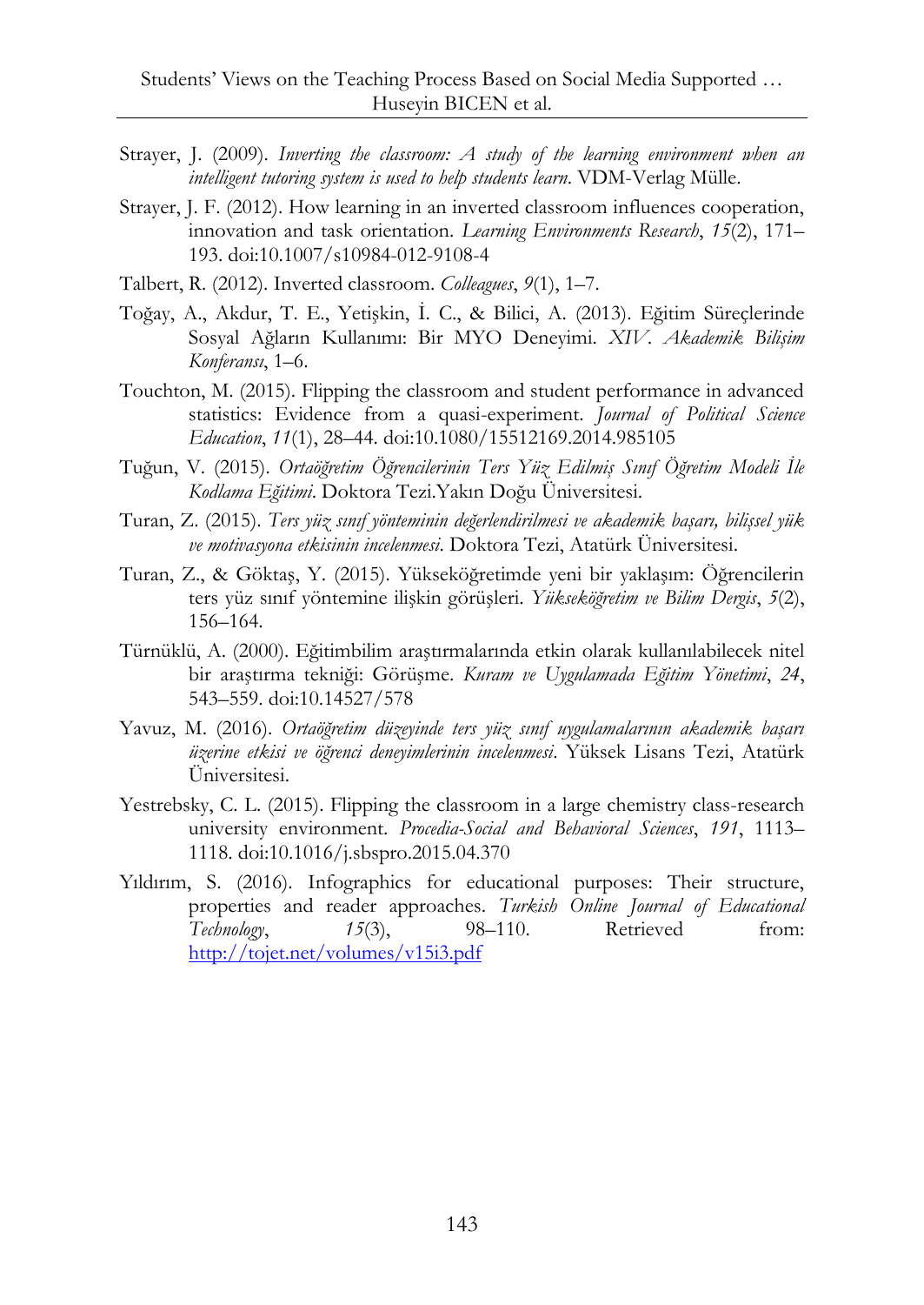Strayer, J. (2009). *Inverting the classroom: A study of the learning environment when an intelligent tutoring system is used to help students learn*. VDM-Verlag Mülle.

Strayer, J. F. (2012). How learning in an inverted classroom influences cooperation, innovation and task orientation. *Learning Environments Research*, *15*(2), 171–193. doi:10.1007/s10984-012-9108-4

Talbert, R. (2012). Inverted classroom. *Colleagues*, *9*(1), 1–7.

Toğay, A., Akdur, T. E., Yetişkin, İ. C., & Bilici, A. (2013). Eğitim Süreçlerinde Sosyal Ağların Kullanımı: Bir MYO Deneyimi. *XIV. Akademik Bilişim Konferansı*, 1–6.

Touchton, M. (2015). Flipping the classroom and student performance in advanced statistics: Evidence from a quasi-experiment. *Journal of Political Science Education*, *11*(1), 28–44. doi:10.1080/15512169.2014.985105

Tuğun, V. (2015). *Ortaöğretim Öğrencilerinin Ters Yüz Edilmiş Sınıf Öğretim Modeli İle Kodlama Eğitimi*. Doktora Tezi.Yakın Doğu Üniversitesi.

Turan, Z. (2015). *Ters yüz sınıf yönteminin değerlendirilmesi ve akademik başarı, bilişsel yük ve motivasyona etkisinin incelenmesi*. Doktora Tezi, Atatürk Üniversitesi.

Turan, Z., & Göktaş, Y. (2015). Yükseköğretimde yeni bir yaklaşım: Öğrencilerin ters yüz sınıf yöntemine ilişkin görüşleri. *Yükseköğretim ve Bilim Dergis*, *5*(2), 156–164.

Türnüklü, A. (2000). Eğitimbilim araştırmalarında etkin olarak kullanılabilecek nitel bir araştırma tekniği: Görüşme. *Kuram ve Uygulamada Eğitim Yönetimi*, *24*, 543–559. doi:10.14527/578

Yavuz, M. (2016). *Ortaöğretim düzeyinde ters yüz sınıf uygulamalarının akademik başarı üzerine etkisi ve öğrenci deneyimlerinin incelenmesi*. Yüksek Lisans Tezi, Atatürk Üniversitesi.

Yestrebsky, C. L. (2015). Flipping the classroom in a large chemistry class-research university environment. *Procedia-Social and Behavioral Sciences*, *191*, 1113–1118. doi:10.1016/j.sbspro.2015.04.370

Yıldırım, S. (2016). Infographics for educational purposes: Their structure, properties and reader approaches. *Turkish Online Journal of Educational Technology*, *15*(3), 98–110. Retrieved from: http://tojet.net/volumes/v15i3.pdf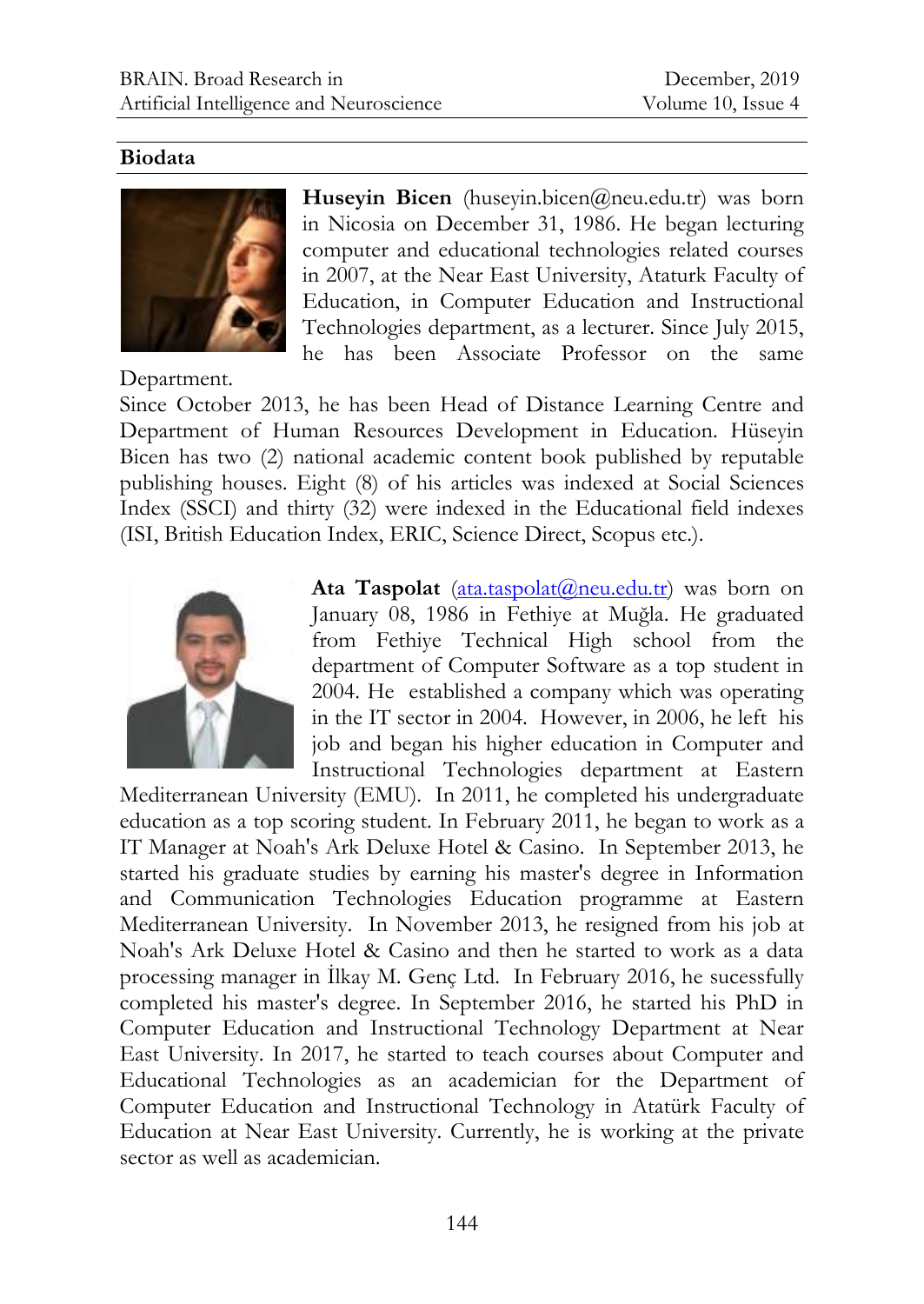## Biodata

**Huseyin Bicen** (huseyin.bicen@neu.edu.tr) was born in Nicosia on December 31, 1986. He began lecturing computer and educational technologies related courses in 2007, at the Near East University, Ataturk Faculty of Education, in Computer Education and Instructional Technologies department, as a lecturer. Since July 2015, he has been Associate Professor on the same Department.

Since October 2013, he has been Head of Distance Learning Centre and Department of Human Resources Development in Education. Hüseyin Bicen has two (2) national academic content book published by reputable publishing houses. Eight (8) of his articles was indexed at Social Sciences Index (SSCI) and thirty (32) were indexed in the Educational field indexes (ISI, British Education Index, ERIC, Science Direct, Scopus etc.).

**Ata Taspolat** (ata.taspolat@neu.edu.tr) was born on January 08, 1986 in Fethiye at Muğla. He graduated from Fethiye Technical High school from the department of Computer Software as a top student in 2004. He established a company which was operating in the IT sector in 2004. However, in 2006, he left his job and began his higher education in Computer and Instructional Technologies department at Eastern Mediterranean University (EMU). In 2011, he completed his undergraduate education as a top scoring student. In February 2011, he began to work as a IT Manager at Noah's Ark Deluxe Hotel & Casino. In September 2013, he started his graduate studies by earning his master's degree in Information and Communication Technologies Education programme at Eastern Mediterranean University. In November 2013, he resigned from his job at Noah's Ark Deluxe Hotel & Casino and then he started to work as a data processing manager in İlkay M. Genç Ltd. In February 2016, he sucessfully completed his master's degree. In September 2016, he started his PhD in Computer Education and Instructional Technology Department at Near East University. In 2017, he started to teach courses about Computer and Educational Technologies as an academician for the Department of Computer Education and Instructional Technology in Atatürk Faculty of Education at Near East University. Currently, he is working at the private sector as well as academician.